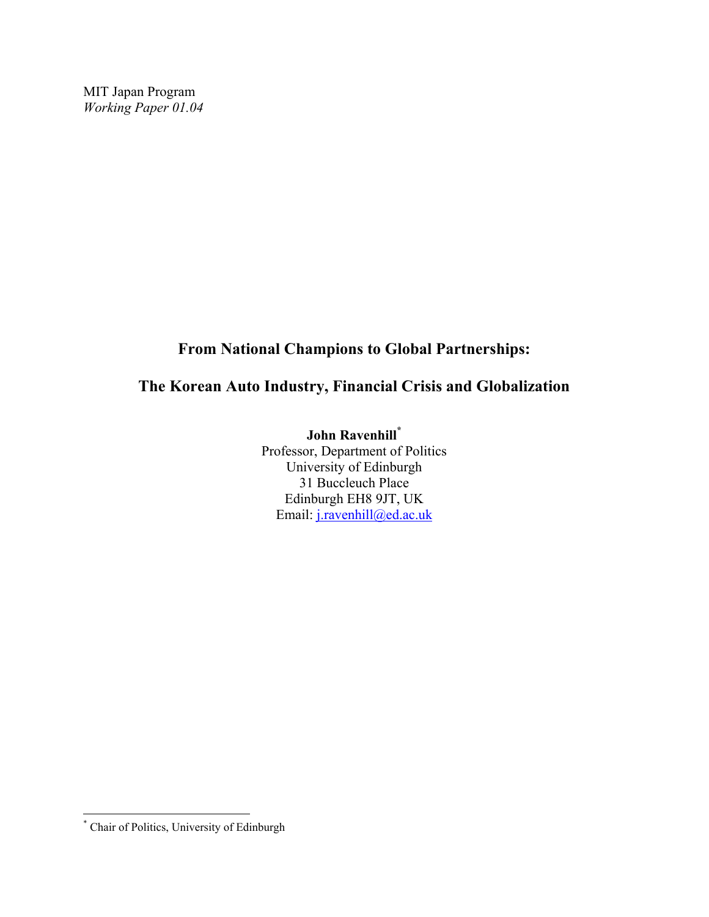MIT Japan Program
*Working Paper 01.04*

# From National Champions to Global Partnerships:

# The Korean Auto Industry, Financial Crisis and Globalization

**John Ravenhill**[*]
Professor, Department of Politics
University of Edinburgh
31 Buccleuch Place
Edinburgh EH8 9JT, UK
Email: j.ravenhill@ed.ac.uk

---

[*] Chair of Politics, University of Edinburgh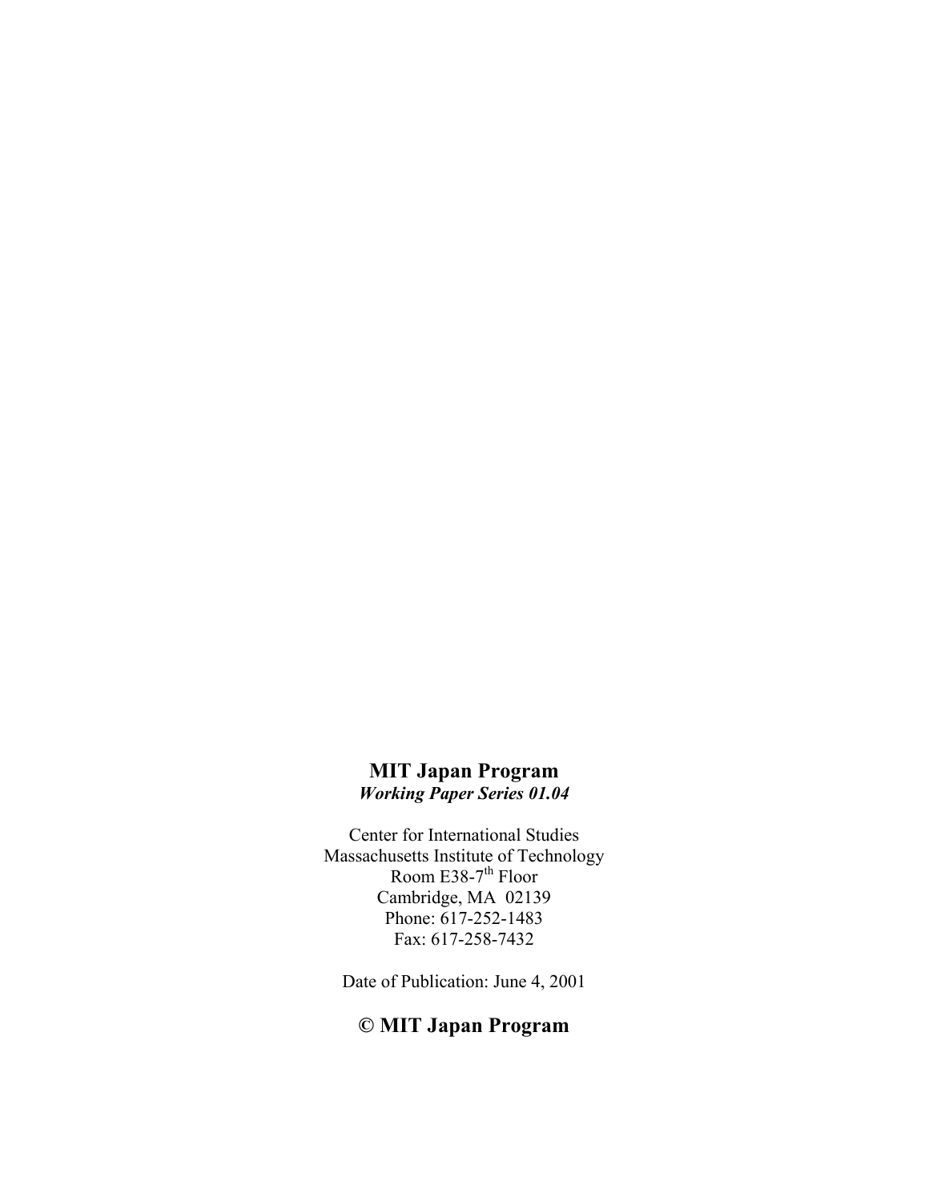**MIT Japan Program**
***Working Paper Series 01.04***

Center for International Studies
Massachusetts Institute of Technology
Room E38-7th Floor
Cambridge, MA 02139
Phone: 617-252-1483
Fax: 617-258-7432

Date of Publication: June 4, 2001

**© MIT Japan Program**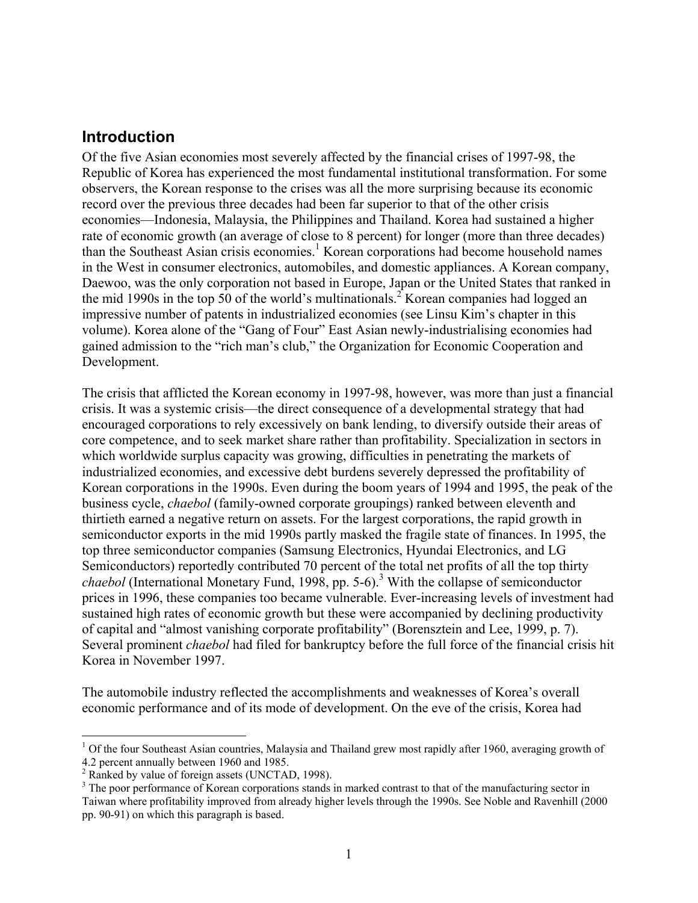## Introduction

Of the five Asian economies most severely affected by the financial crises of 1997-98, the Republic of Korea has experienced the most fundamental institutional transformation. For some observers, the Korean response to the crises was all the more surprising because its economic record over the previous three decades had been far superior to that of the other crisis economies—Indonesia, Malaysia, the Philippines and Thailand. Korea had sustained a higher rate of economic growth (an average of close to 8 percent) for longer (more than three decades) than the Southeast Asian crisis economies.[1] Korean corporations had become household names in the West in consumer electronics, automobiles, and domestic appliances. A Korean company, Daewoo, was the only corporation not based in Europe, Japan or the United States that ranked in the mid 1990s in the top 50 of the world's multinationals.[2] Korean companies had logged an impressive number of patents in industrialized economies (see Linsu Kim's chapter in this volume). Korea alone of the "Gang of Four" East Asian newly-industrialising economies had gained admission to the "rich man's club," the Organization for Economic Cooperation and Development.

The crisis that afflicted the Korean economy in 1997-98, however, was more than just a financial crisis. It was a systemic crisis—the direct consequence of a developmental strategy that had encouraged corporations to rely excessively on bank lending, to diversify outside their areas of core competence, and to seek market share rather than profitability. Specialization in sectors in which worldwide surplus capacity was growing, difficulties in penetrating the markets of industrialized economies, and excessive debt burdens severely depressed the profitability of Korean corporations in the 1990s. Even during the boom years of 1994 and 1995, the peak of the business cycle, *chaebol* (family-owned corporate groupings) ranked between eleventh and thirtieth earned a negative return on assets. For the largest corporations, the rapid growth in semiconductor exports in the mid 1990s partly masked the fragile state of finances. In 1995, the top three semiconductor companies (Samsung Electronics, Hyundai Electronics, and LG Semiconductors) reportedly contributed 70 percent of the total net profits of all the top thirty *chaebol* (International Monetary Fund, 1998, pp. 5-6).[3] With the collapse of semiconductor prices in 1996, these companies too became vulnerable. Ever-increasing levels of investment had sustained high rates of economic growth but these were accompanied by declining productivity of capital and "almost vanishing corporate profitability" (Borensztein and Lee, 1999, p. 7). Several prominent *chaebol* had filed for bankruptcy before the full force of the financial crisis hit Korea in November 1997.

The automobile industry reflected the accomplishments and weaknesses of Korea's overall economic performance and of its mode of development. On the eve of the crisis, Korea had

---

[1] Of the four Southeast Asian countries, Malaysia and Thailand grew most rapidly after 1960, averaging growth of 4.2 percent annually between 1960 and 1985.

[2] Ranked by value of foreign assets (UNCTAD, 1998).

[3] The poor performance of Korean corporations stands in marked contrast to that of the manufacturing sector in Taiwan where profitability improved from already higher levels through the 1990s. See Noble and Ravenhill (2000 pp. 90-91) on which this paragraph is based.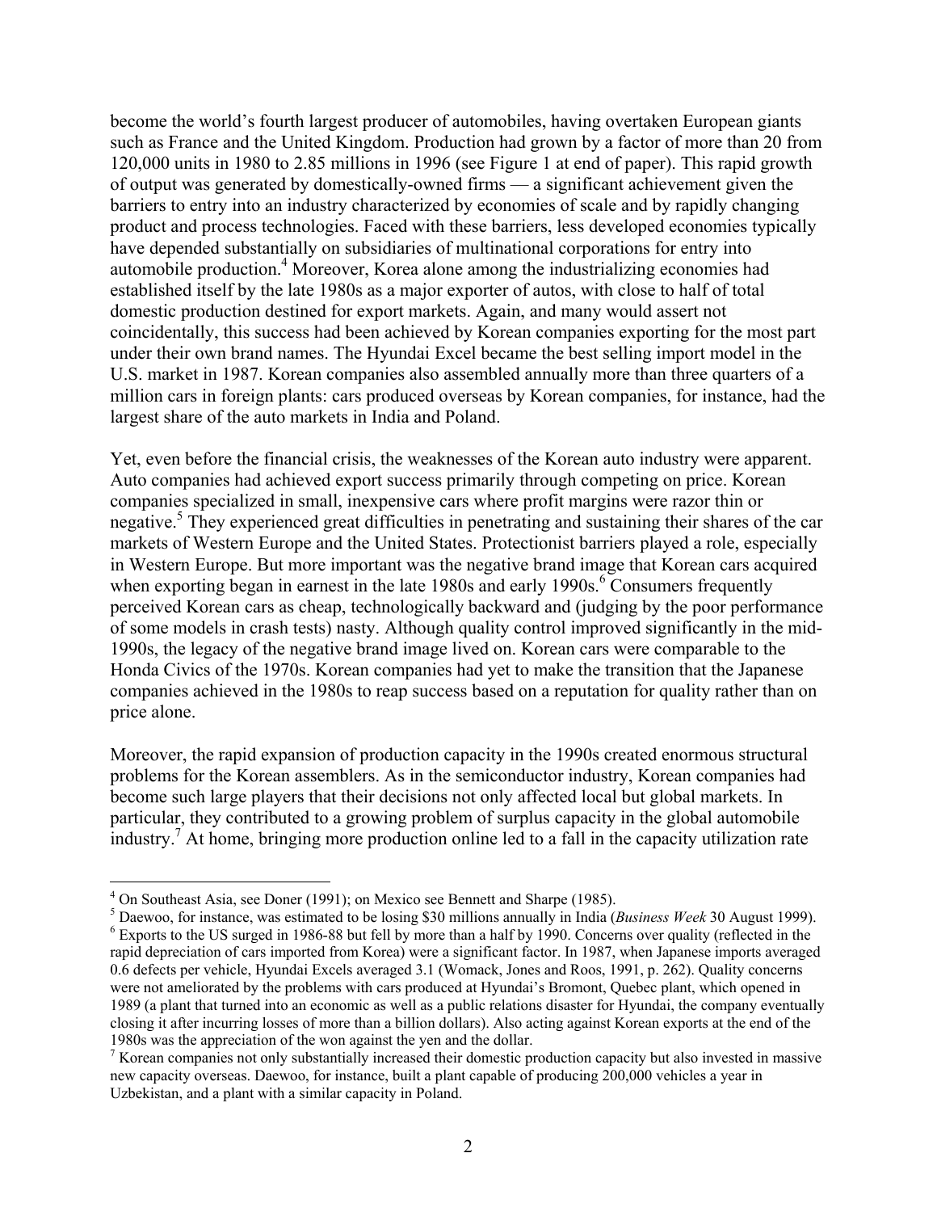become the world's fourth largest producer of automobiles, having overtaken European giants such as France and the United Kingdom. Production had grown by a factor of more than 20 from 120,000 units in 1980 to 2.85 millions in 1996 (see Figure 1 at end of paper). This rapid growth of output was generated by domestically-owned firms — a significant achievement given the barriers to entry into an industry characterized by economies of scale and by rapidly changing product and process technologies. Faced with these barriers, less developed economies typically have depended substantially on subsidiaries of multinational corporations for entry into automobile production.[4] Moreover, Korea alone among the industrializing economies had established itself by the late 1980s as a major exporter of autos, with close to half of total domestic production destined for export markets. Again, and many would assert not coincidentally, this success had been achieved by Korean companies exporting for the most part under their own brand names. The Hyundai Excel became the best selling import model in the U.S. market in 1987. Korean companies also assembled annually more than three quarters of a million cars in foreign plants: cars produced overseas by Korean companies, for instance, had the largest share of the auto markets in India and Poland.

Yet, even before the financial crisis, the weaknesses of the Korean auto industry were apparent. Auto companies had achieved export success primarily through competing on price. Korean companies specialized in small, inexpensive cars where profit margins were razor thin or negative.[5] They experienced great difficulties in penetrating and sustaining their shares of the car markets of Western Europe and the United States. Protectionist barriers played a role, especially in Western Europe. But more important was the negative brand image that Korean cars acquired when exporting began in earnest in the late 1980s and early 1990s.[6] Consumers frequently perceived Korean cars as cheap, technologically backward and (judging by the poor performance of some models in crash tests) nasty. Although quality control improved significantly in the mid-1990s, the legacy of the negative brand image lived on. Korean cars were comparable to the Honda Civics of the 1970s. Korean companies had yet to make the transition that the Japanese companies achieved in the 1980s to reap success based on a reputation for quality rather than on price alone.

Moreover, the rapid expansion of production capacity in the 1990s created enormous structural problems for the Korean assemblers. As in the semiconductor industry, Korean companies had become such large players that their decisions not only affected local but global markets. In particular, they contributed to a growing problem of surplus capacity in the global automobile industry.[7] At home, bringing more production online led to a fall in the capacity utilization rate

---

[4] On Southeast Asia, see Doner (1991); on Mexico see Bennett and Sharpe (1985).

[5] Daewoo, for instance, was estimated to be losing $30 millions annually in India (*Business Week* 30 August 1999).

[6] Exports to the US surged in 1986-88 but fell by more than a half by 1990. Concerns over quality (reflected in the rapid depreciation of cars imported from Korea) were a significant factor. In 1987, when Japanese imports averaged 0.6 defects per vehicle, Hyundai Excels averaged 3.1 (Womack, Jones and Roos, 1991, p. 262). Quality concerns were not ameliorated by the problems with cars produced at Hyundai's Bromont, Quebec plant, which opened in 1989 (a plant that turned into an economic as well as a public relations disaster for Hyundai, the company eventually closing it after incurring losses of more than a billion dollars). Also acting against Korean exports at the end of the 1980s was the appreciation of the won against the yen and the dollar.

[7] Korean companies not only substantially increased their domestic production capacity but also invested in massive new capacity overseas. Daewoo, for instance, built a plant capable of producing 200,000 vehicles a year in Uzbekistan, and a plant with a similar capacity in Poland.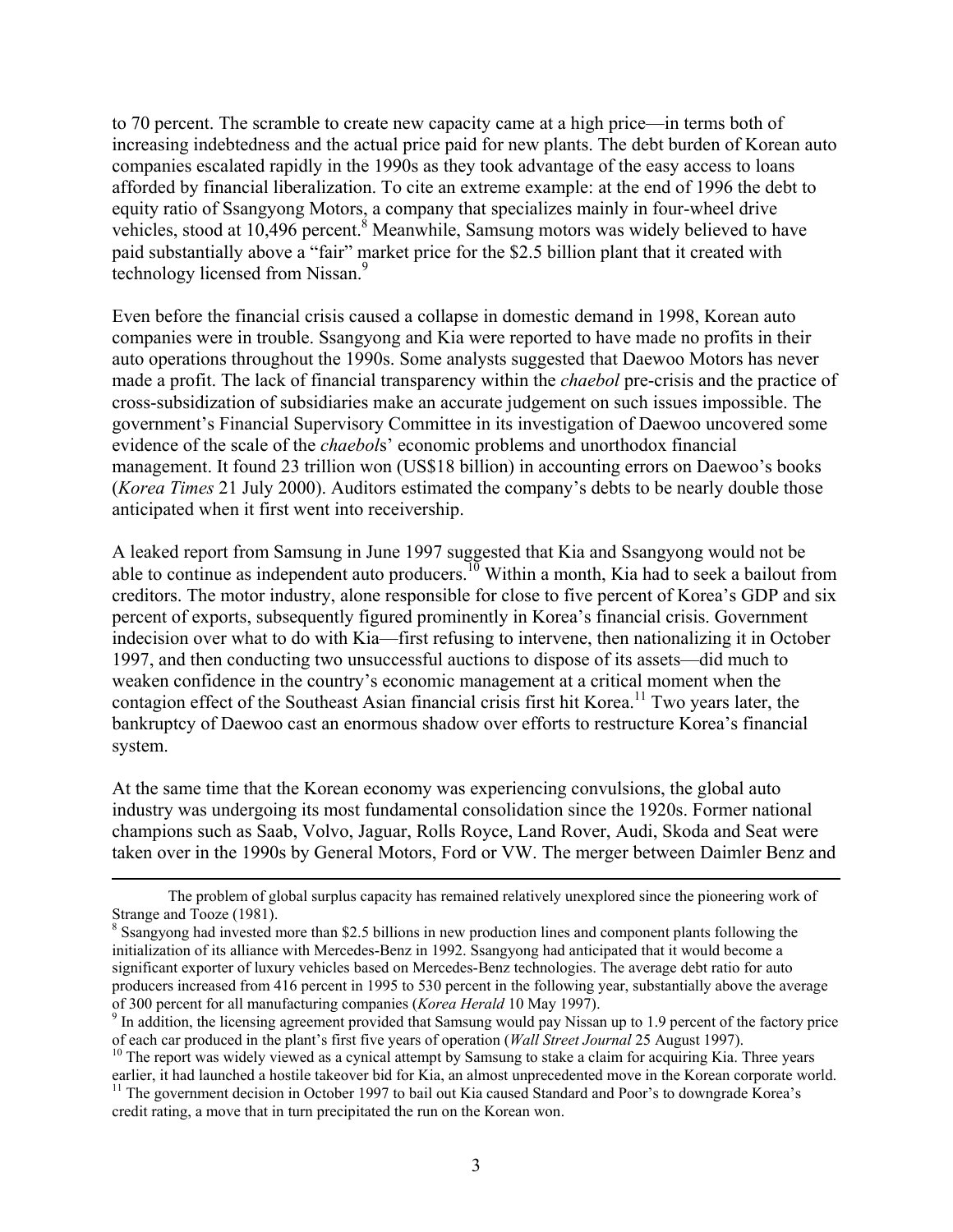to 70 percent. The scramble to create new capacity came at a high price—in terms both of increasing indebtedness and the actual price paid for new plants. The debt burden of Korean auto companies escalated rapidly in the 1990s as they took advantage of the easy access to loans afforded by financial liberalization. To cite an extreme example: at the end of 1996 the debt to equity ratio of Ssangyong Motors, a company that specializes mainly in four-wheel drive vehicles, stood at 10,496 percent.[8] Meanwhile, Samsung motors was widely believed to have paid substantially above a "fair" market price for the $2.5 billion plant that it created with technology licensed from Nissan.[9]

Even before the financial crisis caused a collapse in domestic demand in 1998, Korean auto companies were in trouble. Ssangyong and Kia were reported to have made no profits in their auto operations throughout the 1990s. Some analysts suggested that Daewoo Motors has never made a profit. The lack of financial transparency within the *chaebol* pre-crisis and the practice of cross-subsidization of subsidiaries make an accurate judgement on such issues impossible. The government's Financial Supervisory Committee in its investigation of Daewoo uncovered some evidence of the scale of the *chaebol*s' economic problems and unorthodox financial management. It found 23 trillion won (US$18 billion) in accounting errors on Daewoo's books (*Korea Times* 21 July 2000). Auditors estimated the company's debts to be nearly double those anticipated when it first went into receivership.

A leaked report from Samsung in June 1997 suggested that Kia and Ssangyong would not be able to continue as independent auto producers.[10] Within a month, Kia had to seek a bailout from creditors. The motor industry, alone responsible for close to five percent of Korea's GDP and six percent of exports, subsequently figured prominently in Korea's financial crisis. Government indecision over what to do with Kia—first refusing to intervene, then nationalizing it in October 1997, and then conducting two unsuccessful auctions to dispose of its assets—did much to weaken confidence in the country's economic management at a critical moment when the contagion effect of the Southeast Asian financial crisis first hit Korea.[11] Two years later, the bankruptcy of Daewoo cast an enormous shadow over efforts to restructure Korea's financial system.

At the same time that the Korean economy was experiencing convulsions, the global auto industry was undergoing its most fundamental consolidation since the 1920s. Former national champions such as Saab, Volvo, Jaguar, Rolls Royce, Land Rover, Audi, Skoda and Seat were taken over in the 1990s by General Motors, Ford or VW. The merger between Daimler Benz and

---

The problem of global surplus capacity has remained relatively unexplored since the pioneering work of Strange and Tooze (1981).

[8] Ssangyong had invested more than $2.5 billions in new production lines and component plants following the initialization of its alliance with Mercedes-Benz in 1992. Ssangyong had anticipated that it would become a significant exporter of luxury vehicles based on Mercedes-Benz technologies. The average debt ratio for auto producers increased from 416 percent in 1995 to 530 percent in the following year, substantially above the average of 300 percent for all manufacturing companies (*Korea Herald* 10 May 1997).

[9] In addition, the licensing agreement provided that Samsung would pay Nissan up to 1.9 percent of the factory price of each car produced in the plant's first five years of operation (*Wall Street Journal* 25 August 1997).

[10] The report was widely viewed as a cynical attempt by Samsung to stake a claim for acquiring Kia. Three years earlier, it had launched a hostile takeover bid for Kia, an almost unprecedented move in the Korean corporate world.

[11] The government decision in October 1997 to bail out Kia caused Standard and Poor's to downgrade Korea's credit rating, a move that in turn precipitated the run on the Korean won.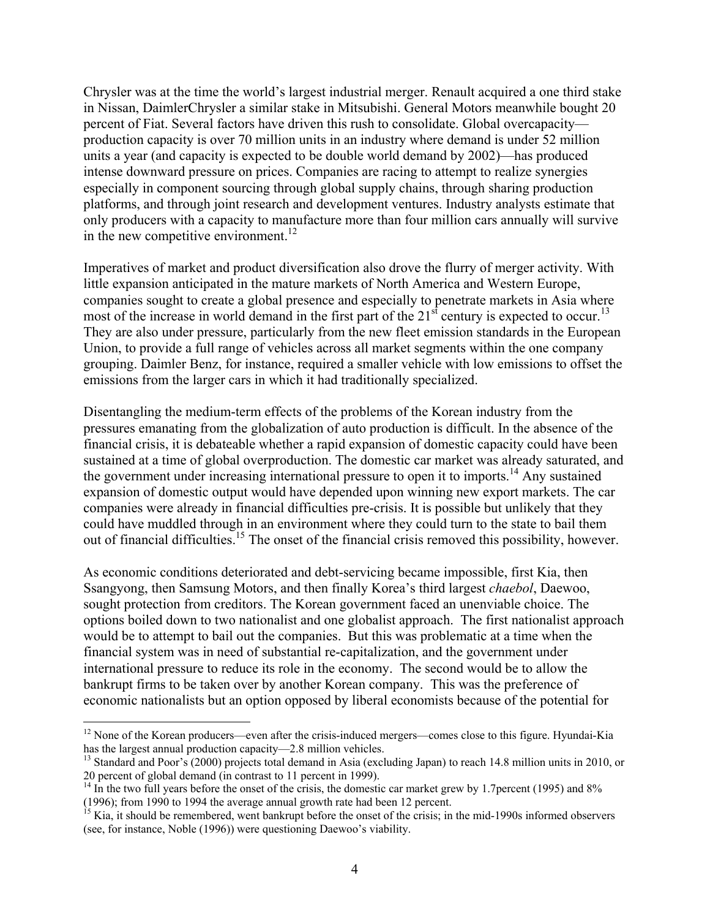Chrysler was at the time the world's largest industrial merger. Renault acquired a one third stake in Nissan, DaimlerChrysler a similar stake in Mitsubishi. General Motors meanwhile bought 20 percent of Fiat. Several factors have driven this rush to consolidate. Global overcapacity—production capacity is over 70 million units in an industry where demand is under 52 million units a year (and capacity is expected to be double world demand by 2002)—has produced intense downward pressure on prices. Companies are racing to attempt to realize synergies especially in component sourcing through global supply chains, through sharing production platforms, and through joint research and development ventures. Industry analysts estimate that only producers with a capacity to manufacture more than four million cars annually will survive in the new competitive environment.[12]

Imperatives of market and product diversification also drove the flurry of merger activity. With little expansion anticipated in the mature markets of North America and Western Europe, companies sought to create a global presence and especially to penetrate markets in Asia where most of the increase in world demand in the first part of the 21st century is expected to occur.[13] They are also under pressure, particularly from the new fleet emission standards in the European Union, to provide a full range of vehicles across all market segments within the one company grouping. Daimler Benz, for instance, required a smaller vehicle with low emissions to offset the emissions from the larger cars in which it had traditionally specialized.

Disentangling the medium-term effects of the problems of the Korean industry from the pressures emanating from the globalization of auto production is difficult. In the absence of the financial crisis, it is debateable whether a rapid expansion of domestic capacity could have been sustained at a time of global overproduction. The domestic car market was already saturated, and the government under increasing international pressure to open it to imports.[14] Any sustained expansion of domestic output would have depended upon winning new export markets. The car companies were already in financial difficulties pre-crisis. It is possible but unlikely that they could have muddled through in an environment where they could turn to the state to bail them out of financial difficulties.[15] The onset of the financial crisis removed this possibility, however.

As economic conditions deteriorated and debt-servicing became impossible, first Kia, then Ssangyong, then Samsung Motors, and then finally Korea's third largest *chaebol*, Daewoo, sought protection from creditors. The Korean government faced an unenviable choice. The options boiled down to two nationalist and one globalist approach. The first nationalist approach would be to attempt to bail out the companies. But this was problematic at a time when the financial system was in need of substantial re-capitalization, and the government under international pressure to reduce its role in the economy. The second would be to allow the bankrupt firms to be taken over by another Korean company. This was the preference of economic nationalists but an option opposed by liberal economists because of the potential for

---

[12] None of the Korean producers—even after the crisis-induced mergers—comes close to this figure. Hyundai-Kia has the largest annual production capacity—2.8 million vehicles.

[13] Standard and Poor's (2000) projects total demand in Asia (excluding Japan) to reach 14.8 million units in 2010, or 20 percent of global demand (in contrast to 11 percent in 1999).

[14] In the two full years before the onset of the crisis, the domestic car market grew by 1.7percent (1995) and 8% (1996); from 1990 to 1994 the average annual growth rate had been 12 percent.

[15] Kia, it should be remembered, went bankrupt before the onset of the crisis; in the mid-1990s informed observers (see, for instance, Noble (1996)) were questioning Daewoo's viability.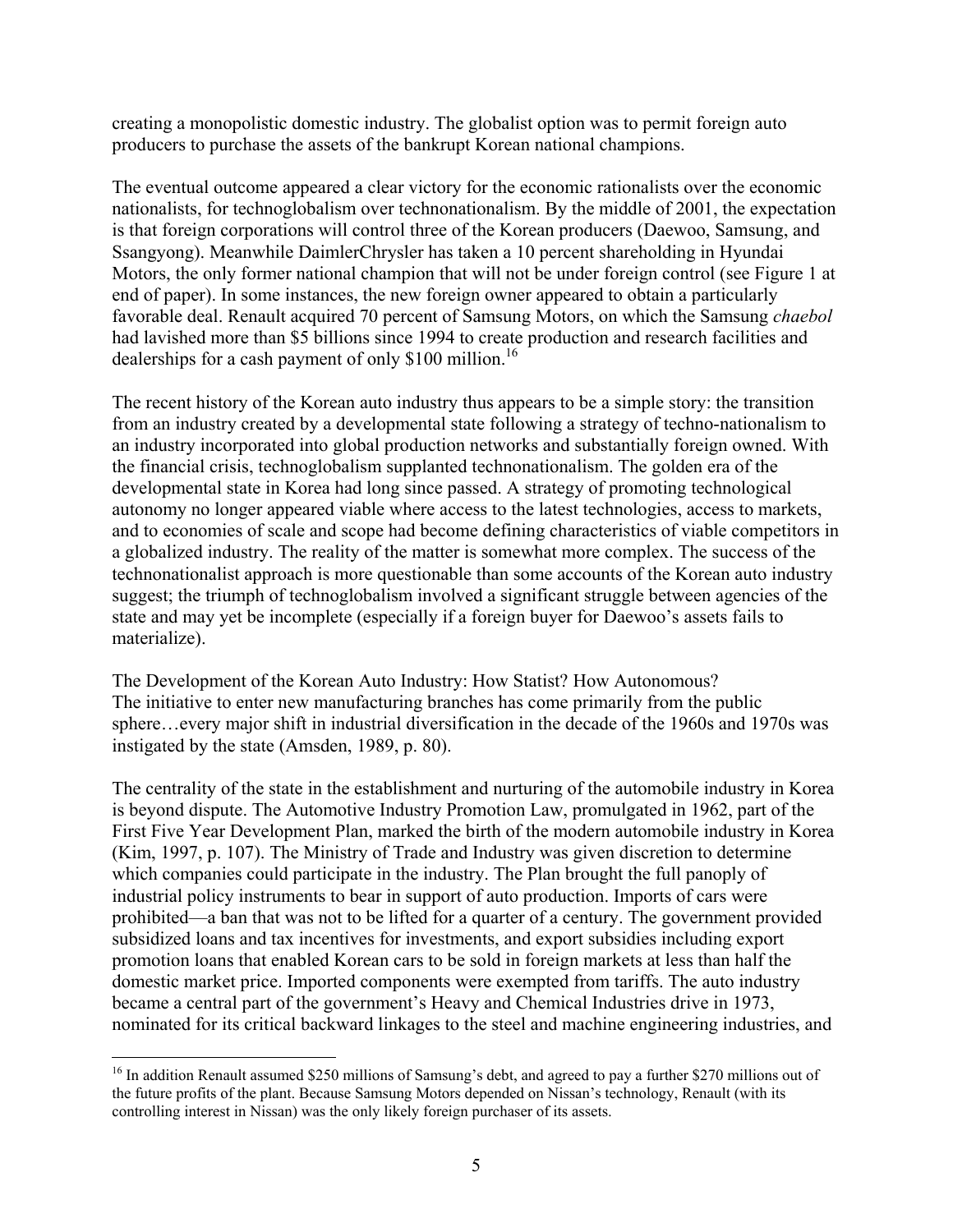creating a monopolistic domestic industry. The globalist option was to permit foreign auto producers to purchase the assets of the bankrupt Korean national champions.

The eventual outcome appeared a clear victory for the economic rationalists over the economic nationalists, for technoglobalism over technonationalism. By the middle of 2001, the expectation is that foreign corporations will control three of the Korean producers (Daewoo, Samsung, and Ssangyong). Meanwhile DaimlerChrysler has taken a 10 percent shareholding in Hyundai Motors, the only former national champion that will not be under foreign control (see Figure 1 at end of paper). In some instances, the new foreign owner appeared to obtain a particularly favorable deal. Renault acquired 70 percent of Samsung Motors, on which the Samsung *chaebol* had lavished more than $5 billions since 1994 to create production and research facilities and dealerships for a cash payment of only $100 million.[16]

The recent history of the Korean auto industry thus appears to be a simple story: the transition from an industry created by a developmental state following a strategy of techno-nationalism to an industry incorporated into global production networks and substantially foreign owned. With the financial crisis, technoglobalism supplanted technonationalism. The golden era of the developmental state in Korea had long since passed. A strategy of promoting technological autonomy no longer appeared viable where access to the latest technologies, access to markets, and to economies of scale and scope had become defining characteristics of viable competitors in a globalized industry. The reality of the matter is somewhat more complex. The success of the technonationalist approach is more questionable than some accounts of the Korean auto industry suggest; the triumph of technoglobalism involved a significant struggle between agencies of the state and may yet be incomplete (especially if a foreign buyer for Daewoo's assets fails to materialize).

## The Development of the Korean Auto Industry: How Statist? How Autonomous?

The initiative to enter new manufacturing branches has come primarily from the public sphere…every major shift in industrial diversification in the decade of the 1960s and 1970s was instigated by the state (Amsden, 1989, p. 80).

The centrality of the state in the establishment and nurturing of the automobile industry in Korea is beyond dispute. The Automotive Industry Promotion Law, promulgated in 1962, part of the First Five Year Development Plan, marked the birth of the modern automobile industry in Korea (Kim, 1997, p. 107). The Ministry of Trade and Industry was given discretion to determine which companies could participate in the industry. The Plan brought the full panoply of industrial policy instruments to bear in support of auto production. Imports of cars were prohibited—a ban that was not to be lifted for a quarter of a century. The government provided subsidized loans and tax incentives for investments, and export subsidies including export promotion loans that enabled Korean cars to be sold in foreign markets at less than half the domestic market price. Imported components were exempted from tariffs. The auto industry became a central part of the government's Heavy and Chemical Industries drive in 1973, nominated for its critical backward linkages to the steel and machine engineering industries, and

[16] In addition Renault assumed $250 millions of Samsung's debt, and agreed to pay a further $270 millions out of the future profits of the plant. Because Samsung Motors depended on Nissan's technology, Renault (with its controlling interest in Nissan) was the only likely foreign purchaser of its assets.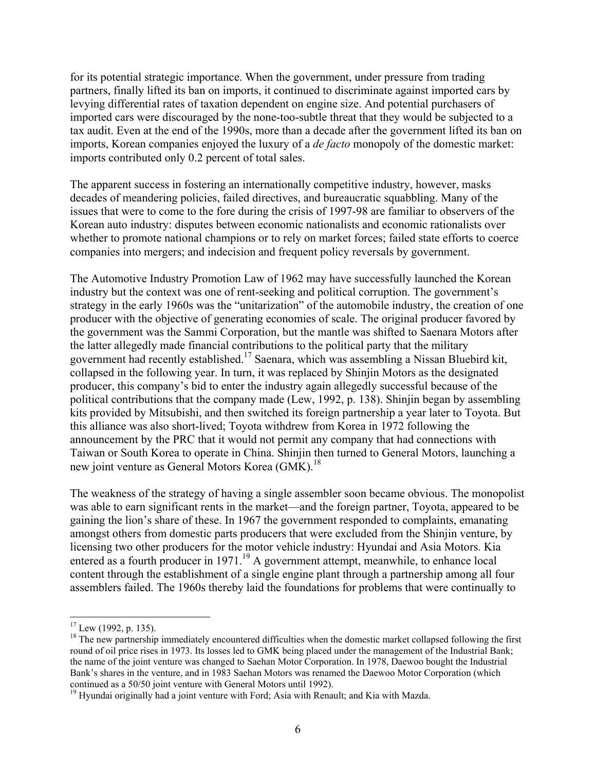for its potential strategic importance. When the government, under pressure from trading partners, finally lifted its ban on imports, it continued to discriminate against imported cars by levying differential rates of taxation dependent on engine size. And potential purchasers of imported cars were discouraged by the none-too-subtle threat that they would be subjected to a tax audit. Even at the end of the 1990s, more than a decade after the government lifted its ban on imports, Korean companies enjoyed the luxury of a *de facto* monopoly of the domestic market: imports contributed only 0.2 percent of total sales.

The apparent success in fostering an internationally competitive industry, however, masks decades of meandering policies, failed directives, and bureaucratic squabbling. Many of the issues that were to come to the fore during the crisis of 1997-98 are familiar to observers of the Korean auto industry: disputes between economic nationalists and economic rationalists over whether to promote national champions or to rely on market forces; failed state efforts to coerce companies into mergers; and indecision and frequent policy reversals by government.

The Automotive Industry Promotion Law of 1962 may have successfully launched the Korean industry but the context was one of rent-seeking and political corruption. The government's strategy in the early 1960s was the "unitarization" of the automobile industry, the creation of one producer with the objective of generating economies of scale. The original producer favored by the government was the Sammi Corporation, but the mantle was shifted to Saenara Motors after the latter allegedly made financial contributions to the political party that the military government had recently established.[17] Saenara, which was assembling a Nissan Bluebird kit, collapsed in the following year. In turn, it was replaced by Shinjin Motors as the designated producer, this company's bid to enter the industry again allegedly successful because of the political contributions that the company made (Lew, 1992, p. 138). Shinjin began by assembling kits provided by Mitsubishi, and then switched its foreign partnership a year later to Toyota. But this alliance was also short-lived; Toyota withdrew from Korea in 1972 following the announcement by the PRC that it would not permit any company that had connections with Taiwan or South Korea to operate in China. Shinjin then turned to General Motors, launching a new joint venture as General Motors Korea (GMK).[18]

The weakness of the strategy of having a single assembler soon became obvious. The monopolist was able to earn significant rents in the market—and the foreign partner, Toyota, appeared to be gaining the lion's share of these. In 1967 the government responded to complaints, emanating amongst others from domestic parts producers that were excluded from the Shinjin venture, by licensing two other producers for the motor vehicle industry: Hyundai and Asia Motors. Kia entered as a fourth producer in 1971.[19] A government attempt, meanwhile, to enhance local content through the establishment of a single engine plant through a partnership among all four assemblers failed. The 1960s thereby laid the foundations for problems that were continually to

---

[17] Lew (1992, p. 135).

[18] The new partnership immediately encountered difficulties when the domestic market collapsed following the first round of oil price rises in 1973. Its losses led to GMK being placed under the management of the Industrial Bank; the name of the joint venture was changed to Saehan Motor Corporation. In 1978, Daewoo bought the Industrial Bank's shares in the venture, and in 1983 Saehan Motors was renamed the Daewoo Motor Corporation (which continued as a 50/50 joint venture with General Motors until 1992).

[19] Hyundai originally had a joint venture with Ford; Asia with Renault; and Kia with Mazda.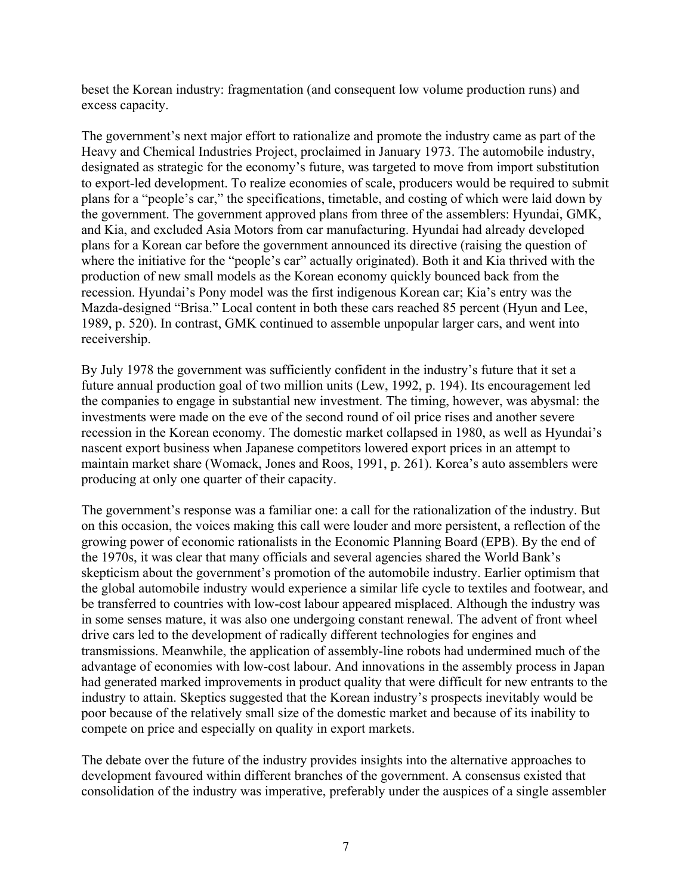beset the Korean industry: fragmentation (and consequent low volume production runs) and excess capacity.

The government's next major effort to rationalize and promote the industry came as part of the Heavy and Chemical Industries Project, proclaimed in January 1973. The automobile industry, designated as strategic for the economy's future, was targeted to move from import substitution to export-led development. To realize economies of scale, producers would be required to submit plans for a "people's car," the specifications, timetable, and costing of which were laid down by the government. The government approved plans from three of the assemblers: Hyundai, GMK, and Kia, and excluded Asia Motors from car manufacturing. Hyundai had already developed plans for a Korean car before the government announced its directive (raising the question of where the initiative for the "people's car" actually originated). Both it and Kia thrived with the production of new small models as the Korean economy quickly bounced back from the recession. Hyundai's Pony model was the first indigenous Korean car; Kia's entry was the Mazda-designed "Brisa." Local content in both these cars reached 85 percent (Hyun and Lee, 1989, p. 520). In contrast, GMK continued to assemble unpopular larger cars, and went into receivership.

By July 1978 the government was sufficiently confident in the industry's future that it set a future annual production goal of two million units (Lew, 1992, p. 194). Its encouragement led the companies to engage in substantial new investment. The timing, however, was abysmal: the investments were made on the eve of the second round of oil price rises and another severe recession in the Korean economy. The domestic market collapsed in 1980, as well as Hyundai's nascent export business when Japanese competitors lowered export prices in an attempt to maintain market share (Womack, Jones and Roos, 1991, p. 261). Korea's auto assemblers were producing at only one quarter of their capacity.

The government's response was a familiar one: a call for the rationalization of the industry. But on this occasion, the voices making this call were louder and more persistent, a reflection of the growing power of economic rationalists in the Economic Planning Board (EPB). By the end of the 1970s, it was clear that many officials and several agencies shared the World Bank's skepticism about the government's promotion of the automobile industry. Earlier optimism that the global automobile industry would experience a similar life cycle to textiles and footwear, and be transferred to countries with low-cost labour appeared misplaced. Although the industry was in some senses mature, it was also one undergoing constant renewal. The advent of front wheel drive cars led to the development of radically different technologies for engines and transmissions. Meanwhile, the application of assembly-line robots had undermined much of the advantage of economies with low-cost labour. And innovations in the assembly process in Japan had generated marked improvements in product quality that were difficult for new entrants to the industry to attain. Skeptics suggested that the Korean industry's prospects inevitably would be poor because of the relatively small size of the domestic market and because of its inability to compete on price and especially on quality in export markets.

The debate over the future of the industry provides insights into the alternative approaches to development favoured within different branches of the government. A consensus existed that consolidation of the industry was imperative, preferably under the auspices of a single assembler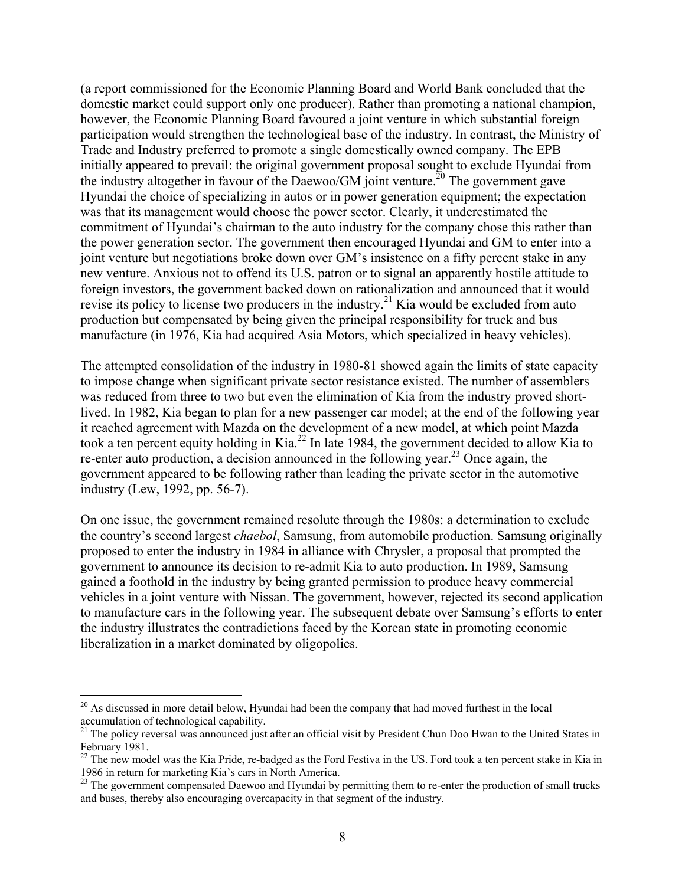(a report commissioned for the Economic Planning Board and World Bank concluded that the domestic market could support only one producer). Rather than promoting a national champion, however, the Economic Planning Board favoured a joint venture in which substantial foreign participation would strengthen the technological base of the industry. In contrast, the Ministry of Trade and Industry preferred to promote a single domestically owned company. The EPB initially appeared to prevail: the original government proposal sought to exclude Hyundai from the industry altogether in favour of the Daewoo/GM joint venture.[20] The government gave Hyundai the choice of specializing in autos or in power generation equipment; the expectation was that its management would choose the power sector. Clearly, it underestimated the commitment of Hyundai's chairman to the auto industry for the company chose this rather than the power generation sector. The government then encouraged Hyundai and GM to enter into a joint venture but negotiations broke down over GM's insistence on a fifty percent stake in any new venture. Anxious not to offend its U.S. patron or to signal an apparently hostile attitude to foreign investors, the government backed down on rationalization and announced that it would revise its policy to license two producers in the industry.[21] Kia would be excluded from auto production but compensated by being given the principal responsibility for truck and bus manufacture (in 1976, Kia had acquired Asia Motors, which specialized in heavy vehicles).

The attempted consolidation of the industry in 1980-81 showed again the limits of state capacity to impose change when significant private sector resistance existed. The number of assemblers was reduced from three to two but even the elimination of Kia from the industry proved short-lived. In 1982, Kia began to plan for a new passenger car model; at the end of the following year it reached agreement with Mazda on the development of a new model, at which point Mazda took a ten percent equity holding in Kia.[22] In late 1984, the government decided to allow Kia to re-enter auto production, a decision announced in the following year.[23] Once again, the government appeared to be following rather than leading the private sector in the automotive industry (Lew, 1992, pp. 56-7).

On one issue, the government remained resolute through the 1980s: a determination to exclude the country's second largest *chaebol*, Samsung, from automobile production. Samsung originally proposed to enter the industry in 1984 in alliance with Chrysler, a proposal that prompted the government to announce its decision to re-admit Kia to auto production. In 1989, Samsung gained a foothold in the industry by being granted permission to produce heavy commercial vehicles in a joint venture with Nissan. The government, however, rejected its second application to manufacture cars in the following year. The subsequent debate over Samsung's efforts to enter the industry illustrates the contradictions faced by the Korean state in promoting economic liberalization in a market dominated by oligopolies.

---

[20] As discussed in more detail below, Hyundai had been the company that had moved furthest in the local accumulation of technological capability.

[21] The policy reversal was announced just after an official visit by President Chun Doo Hwan to the United States in February 1981.

[22] The new model was the Kia Pride, re-badged as the Ford Festiva in the US. Ford took a ten percent stake in Kia in 1986 in return for marketing Kia's cars in North America.

[23] The government compensated Daewoo and Hyundai by permitting them to re-enter the production of small trucks and buses, thereby also encouraging overcapacity in that segment of the industry.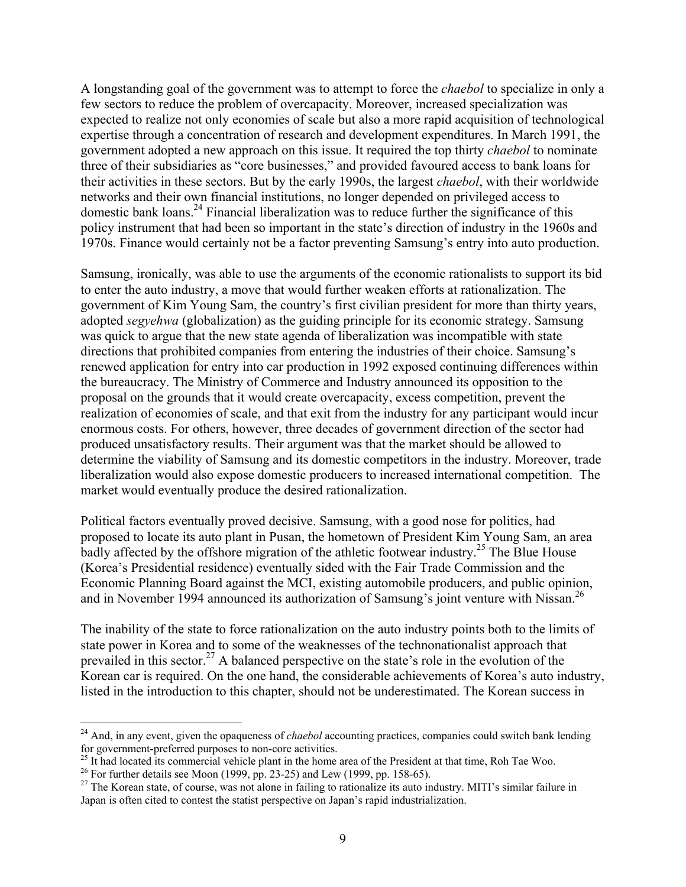A longstanding goal of the government was to attempt to force the *chaebol* to specialize in only a few sectors to reduce the problem of overcapacity. Moreover, increased specialization was expected to realize not only economies of scale but also a more rapid acquisition of technological expertise through a concentration of research and development expenditures. In March 1991, the government adopted a new approach on this issue. It required the top thirty *chaebol* to nominate three of their subsidiaries as "core businesses," and provided favoured access to bank loans for their activities in these sectors. But by the early 1990s, the largest *chaebol*, with their worldwide networks and their own financial institutions, no longer depended on privileged access to domestic bank loans.[24] Financial liberalization was to reduce further the significance of this policy instrument that had been so important in the state's direction of industry in the 1960s and 1970s. Finance would certainly not be a factor preventing Samsung's entry into auto production.

Samsung, ironically, was able to use the arguments of the economic rationalists to support its bid to enter the auto industry, a move that would further weaken efforts at rationalization. The government of Kim Young Sam, the country's first civilian president for more than thirty years, adopted *segyehwa* (globalization) as the guiding principle for its economic strategy. Samsung was quick to argue that the new state agenda of liberalization was incompatible with state directions that prohibited companies from entering the industries of their choice. Samsung's renewed application for entry into car production in 1992 exposed continuing differences within the bureaucracy. The Ministry of Commerce and Industry announced its opposition to the proposal on the grounds that it would create overcapacity, excess competition, prevent the realization of economies of scale, and that exit from the industry for any participant would incur enormous costs. For others, however, three decades of government direction of the sector had produced unsatisfactory results. Their argument was that the market should be allowed to determine the viability of Samsung and its domestic competitors in the industry. Moreover, trade liberalization would also expose domestic producers to increased international competition. The market would eventually produce the desired rationalization.

Political factors eventually proved decisive. Samsung, with a good nose for politics, had proposed to locate its auto plant in Pusan, the hometown of President Kim Young Sam, an area badly affected by the offshore migration of the athletic footwear industry.[25] The Blue House (Korea's Presidential residence) eventually sided with the Fair Trade Commission and the Economic Planning Board against the MCI, existing automobile producers, and public opinion, and in November 1994 announced its authorization of Samsung's joint venture with Nissan.[26]

The inability of the state to force rationalization on the auto industry points both to the limits of state power in Korea and to some of the weaknesses of the technonationalist approach that prevailed in this sector.[27] A balanced perspective on the state's role in the evolution of the Korean car is required. On the one hand, the considerable achievements of Korea's auto industry, listed in the introduction to this chapter, should not be underestimated. The Korean success in

---

[24] And, in any event, given the opaqueness of *chaebol* accounting practices, companies could switch bank lending for government-preferred purposes to non-core activities.

[25] It had located its commercial vehicle plant in the home area of the President at that time, Roh Tae Woo.

[26] For further details see Moon (1999, pp. 23-25) and Lew (1999, pp. 158-65).

[27] The Korean state, of course, was not alone in failing to rationalize its auto industry. MITI's similar failure in Japan is often cited to contest the statist perspective on Japan's rapid industrialization.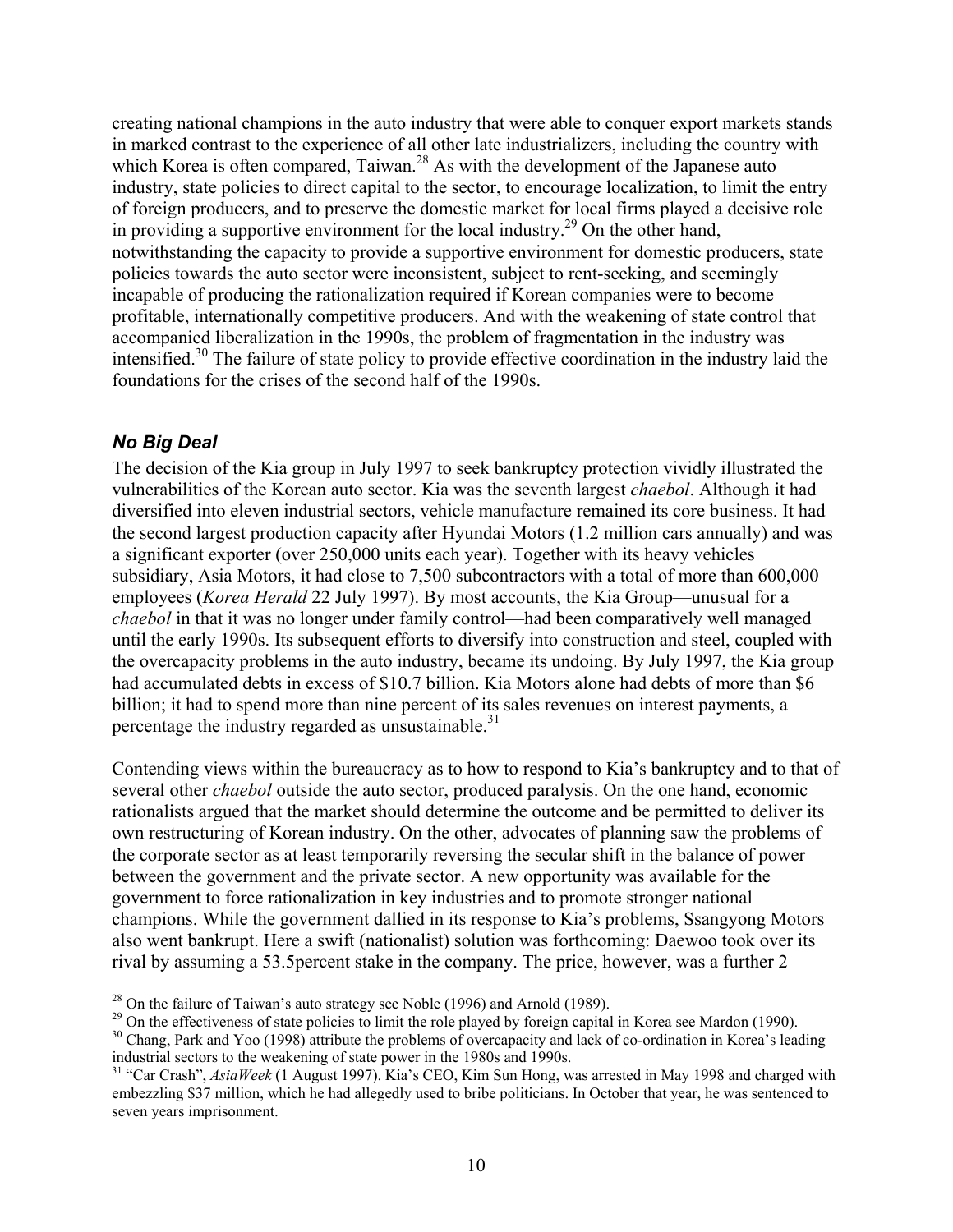creating national champions in the auto industry that were able to conquer export markets stands in marked contrast to the experience of all other late industrializers, including the country with which Korea is often compared, Taiwan.[28] As with the development of the Japanese auto industry, state policies to direct capital to the sector, to encourage localization, to limit the entry of foreign producers, and to preserve the domestic market for local firms played a decisive role in providing a supportive environment for the local industry.[29] On the other hand, notwithstanding the capacity to provide a supportive environment for domestic producers, state policies towards the auto sector were inconsistent, subject to rent-seeking, and seemingly incapable of producing the rationalization required if Korean companies were to become profitable, internationally competitive producers. And with the weakening of state control that accompanied liberalization in the 1990s, the problem of fragmentation in the industry was intensified.[30] The failure of state policy to provide effective coordination in the industry laid the foundations for the crises of the second half of the 1990s.

### *No Big Deal*

The decision of the Kia group in July 1997 to seek bankruptcy protection vividly illustrated the vulnerabilities of the Korean auto sector. Kia was the seventh largest *chaebol*. Although it had diversified into eleven industrial sectors, vehicle manufacture remained its core business. It had the second largest production capacity after Hyundai Motors (1.2 million cars annually) and was a significant exporter (over 250,000 units each year). Together with its heavy vehicles subsidiary, Asia Motors, it had close to 7,500 subcontractors with a total of more than 600,000 employees (*Korea Herald* 22 July 1997). By most accounts, the Kia Group—unusual for a *chaebol* in that it was no longer under family control—had been comparatively well managed until the early 1990s. Its subsequent efforts to diversify into construction and steel, coupled with the overcapacity problems in the auto industry, became its undoing. By July 1997, the Kia group had accumulated debts in excess of \$10.7 billion. Kia Motors alone had debts of more than \$6 billion; it had to spend more than nine percent of its sales revenues on interest payments, a percentage the industry regarded as unsustainable.[31]

Contending views within the bureaucracy as to how to respond to Kia's bankruptcy and to that of several other *chaebol* outside the auto sector, produced paralysis. On the one hand, economic rationalists argued that the market should determine the outcome and be permitted to deliver its own restructuring of Korean industry. On the other, advocates of planning saw the problems of the corporate sector as at least temporarily reversing the secular shift in the balance of power between the government and the private sector. A new opportunity was available for the government to force rationalization in key industries and to promote stronger national champions. While the government dallied in its response to Kia's problems, Ssangyong Motors also went bankrupt. Here a swift (nationalist) solution was forthcoming: Daewoo took over its rival by assuming a 53.5percent stake in the company. The price, however, was a further 2

---

[28] On the failure of Taiwan's auto strategy see Noble (1996) and Arnold (1989).

[29] On the effectiveness of state policies to limit the role played by foreign capital in Korea see Mardon (1990).

[30] Chang, Park and Yoo (1998) attribute the problems of overcapacity and lack of co-ordination in Korea's leading industrial sectors to the weakening of state power in the 1980s and 1990s.

[31] "Car Crash", *AsiaWeek* (1 August 1997). Kia's CEO, Kim Sun Hong, was arrested in May 1998 and charged with embezzling \$37 million, which he had allegedly used to bribe politicians. In October that year, he was sentenced to seven years imprisonment.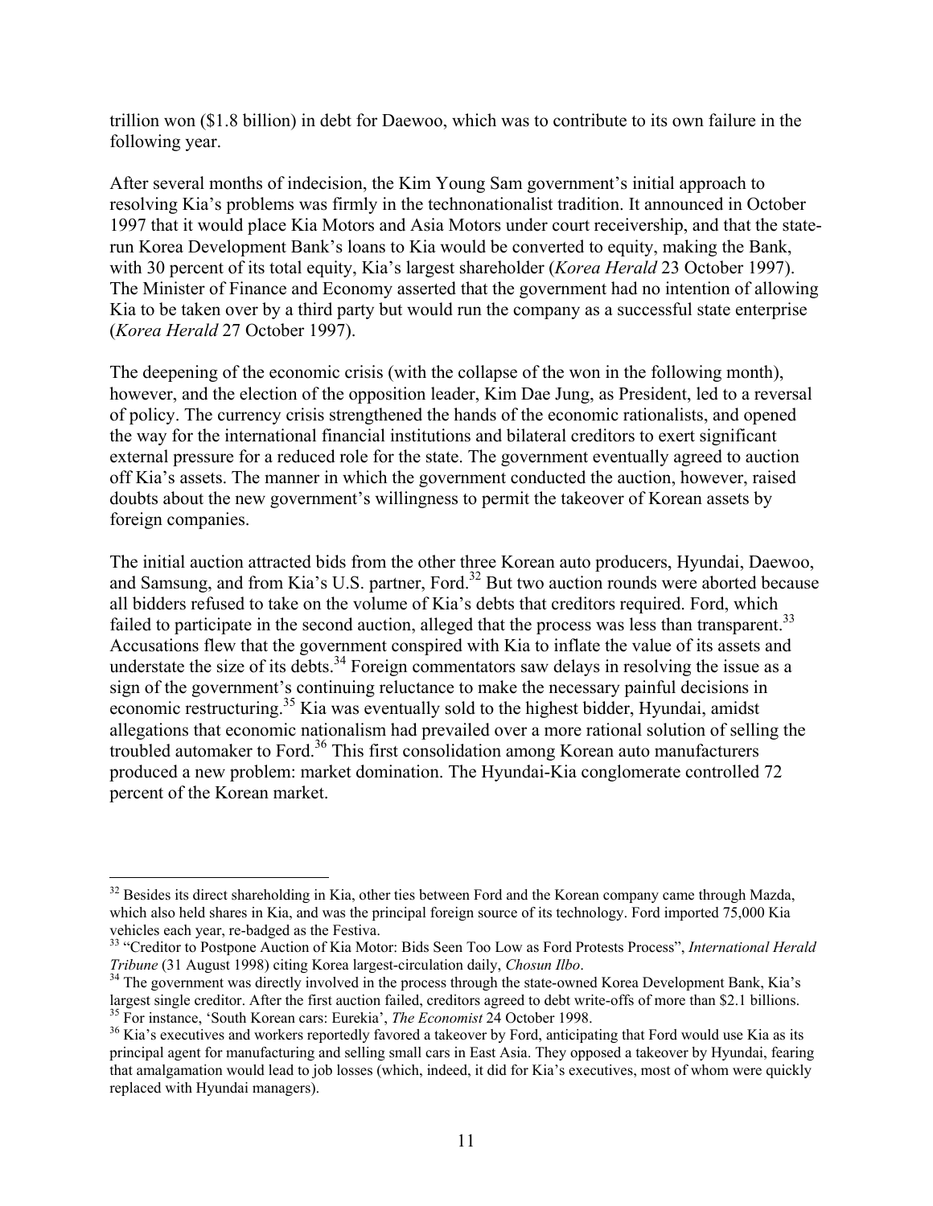trillion won ($1.8 billion) in debt for Daewoo, which was to contribute to its own failure in the following year.

After several months of indecision, the Kim Young Sam government's initial approach to resolving Kia's problems was firmly in the technonationalist tradition. It announced in October 1997 that it would place Kia Motors and Asia Motors under court receivership, and that the state-run Korea Development Bank's loans to Kia would be converted to equity, making the Bank, with 30 percent of its total equity, Kia's largest shareholder (*Korea Herald* 23 October 1997). The Minister of Finance and Economy asserted that the government had no intention of allowing Kia to be taken over by a third party but would run the company as a successful state enterprise (*Korea Herald* 27 October 1997).

The deepening of the economic crisis (with the collapse of the won in the following month), however, and the election of the opposition leader, Kim Dae Jung, as President, led to a reversal of policy. The currency crisis strengthened the hands of the economic rationalists, and opened the way for the international financial institutions and bilateral creditors to exert significant external pressure for a reduced role for the state. The government eventually agreed to auction off Kia's assets. The manner in which the government conducted the auction, however, raised doubts about the new government's willingness to permit the takeover of Korean assets by foreign companies.

The initial auction attracted bids from the other three Korean auto producers, Hyundai, Daewoo, and Samsung, and from Kia's U.S. partner, Ford.[32] But two auction rounds were aborted because all bidders refused to take on the volume of Kia's debts that creditors required. Ford, which failed to participate in the second auction, alleged that the process was less than transparent.[33] Accusations flew that the government conspired with Kia to inflate the value of its assets and understate the size of its debts.[34] Foreign commentators saw delays in resolving the issue as a sign of the government's continuing reluctance to make the necessary painful decisions in economic restructuring.[35] Kia was eventually sold to the highest bidder, Hyundai, amidst allegations that economic nationalism had prevailed over a more rational solution of selling the troubled automaker to Ford.[36] This first consolidation among Korean auto manufacturers produced a new problem: market domination. The Hyundai-Kia conglomerate controlled 72 percent of the Korean market.

---

[32] Besides its direct shareholding in Kia, other ties between Ford and the Korean company came through Mazda, which also held shares in Kia, and was the principal foreign source of its technology. Ford imported 75,000 Kia vehicles each year, re-badged as the Festiva.

[33] "Creditor to Postpone Auction of Kia Motor: Bids Seen Too Low as Ford Protests Process", *International Herald Tribune* (31 August 1998) citing Korea largest-circulation daily, *Chosun Ilbo*.

[34] The government was directly involved in the process through the state-owned Korea Development Bank, Kia's largest single creditor. After the first auction failed, creditors agreed to debt write-offs of more than $2.1 billions.

[35] For instance, 'South Korean cars: Eurekia', *The Economist* 24 October 1998.

[36] Kia's executives and workers reportedly favored a takeover by Ford, anticipating that Ford would use Kia as its principal agent for manufacturing and selling small cars in East Asia. They opposed a takeover by Hyundai, fearing that amalgamation would lead to job losses (which, indeed, it did for Kia's executives, most of whom were quickly replaced with Hyundai managers).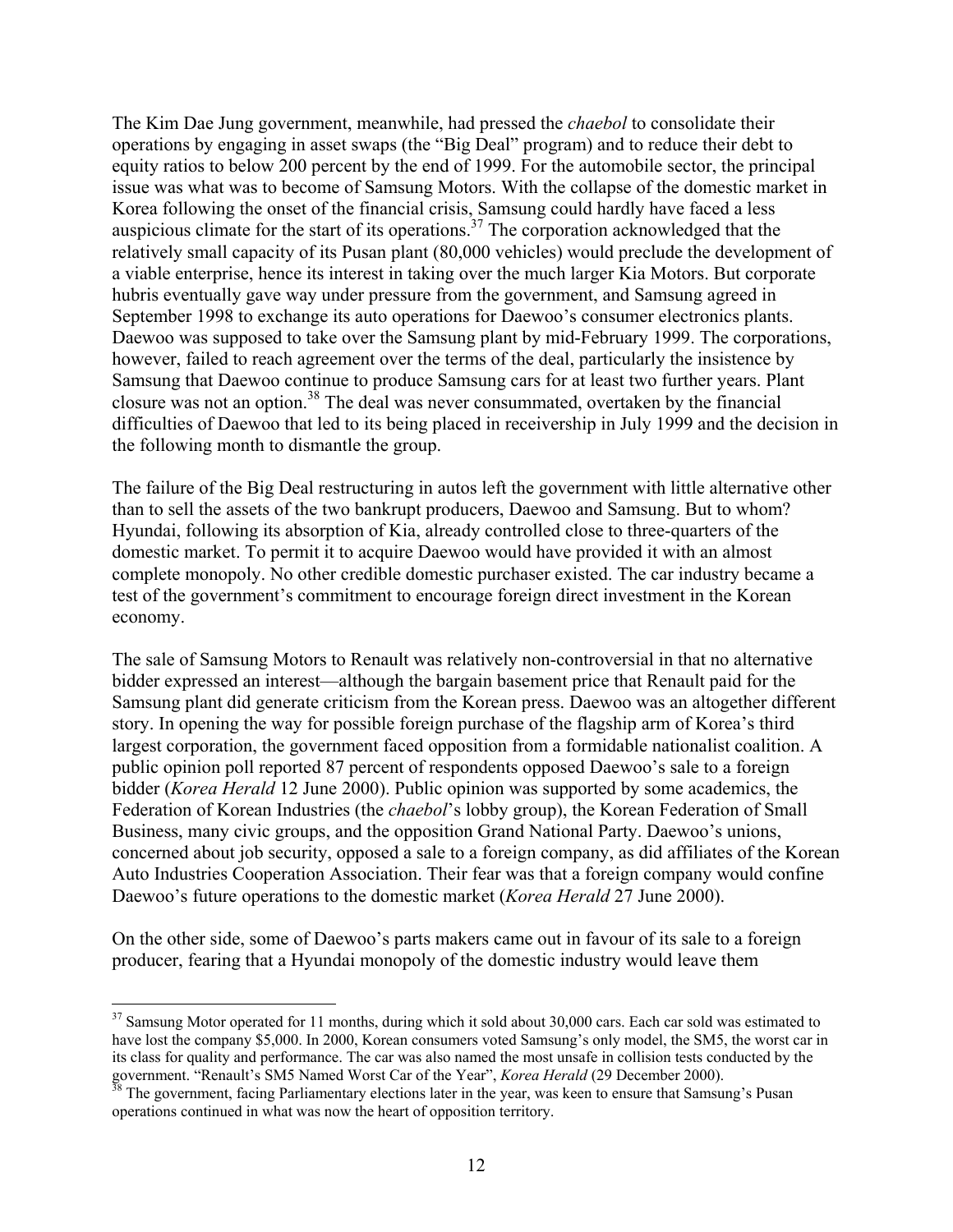The Kim Dae Jung government, meanwhile, had pressed the *chaebol* to consolidate their operations by engaging in asset swaps (the "Big Deal" program) and to reduce their debt to equity ratios to below 200 percent by the end of 1999. For the automobile sector, the principal issue was what was to become of Samsung Motors. With the collapse of the domestic market in Korea following the onset of the financial crisis, Samsung could hardly have faced a less auspicious climate for the start of its operations.[37] The corporation acknowledged that the relatively small capacity of its Pusan plant (80,000 vehicles) would preclude the development of a viable enterprise, hence its interest in taking over the much larger Kia Motors. But corporate hubris eventually gave way under pressure from the government, and Samsung agreed in September 1998 to exchange its auto operations for Daewoo's consumer electronics plants. Daewoo was supposed to take over the Samsung plant by mid-February 1999. The corporations, however, failed to reach agreement over the terms of the deal, particularly the insistence by Samsung that Daewoo continue to produce Samsung cars for at least two further years. Plant closure was not an option.[38] The deal was never consummated, overtaken by the financial difficulties of Daewoo that led to its being placed in receivership in July 1999 and the decision in the following month to dismantle the group.

The failure of the Big Deal restructuring in autos left the government with little alternative other than to sell the assets of the two bankrupt producers, Daewoo and Samsung. But to whom? Hyundai, following its absorption of Kia, already controlled close to three-quarters of the domestic market. To permit it to acquire Daewoo would have provided it with an almost complete monopoly. No other credible domestic purchaser existed. The car industry became a test of the government's commitment to encourage foreign direct investment in the Korean economy.

The sale of Samsung Motors to Renault was relatively non-controversial in that no alternative bidder expressed an interest—although the bargain basement price that Renault paid for the Samsung plant did generate criticism from the Korean press. Daewoo was an altogether different story. In opening the way for possible foreign purchase of the flagship arm of Korea's third largest corporation, the government faced opposition from a formidable nationalist coalition. A public opinion poll reported 87 percent of respondents opposed Daewoo's sale to a foreign bidder (*Korea Herald* 12 June 2000). Public opinion was supported by some academics, the Federation of Korean Industries (the *chaebol*'s lobby group), the Korean Federation of Small Business, many civic groups, and the opposition Grand National Party. Daewoo's unions, concerned about job security, opposed a sale to a foreign company, as did affiliates of the Korean Auto Industries Cooperation Association. Their fear was that a foreign company would confine Daewoo's future operations to the domestic market (*Korea Herald* 27 June 2000).

On the other side, some of Daewoo's parts makers came out in favour of its sale to a foreign producer, fearing that a Hyundai monopoly of the domestic industry would leave them

---

[37] Samsung Motor operated for 11 months, during which it sold about 30,000 cars. Each car sold was estimated to have lost the company \$5,000. In 2000, Korean consumers voted Samsung's only model, the SM5, the worst car in its class for quality and performance. The car was also named the most unsafe in collision tests conducted by the government. "Renault's SM5 Named Worst Car of the Year", *Korea Herald* (29 December 2000).

[38] The government, facing Parliamentary elections later in the year, was keen to ensure that Samsung's Pusan operations continued in what was now the heart of opposition territory.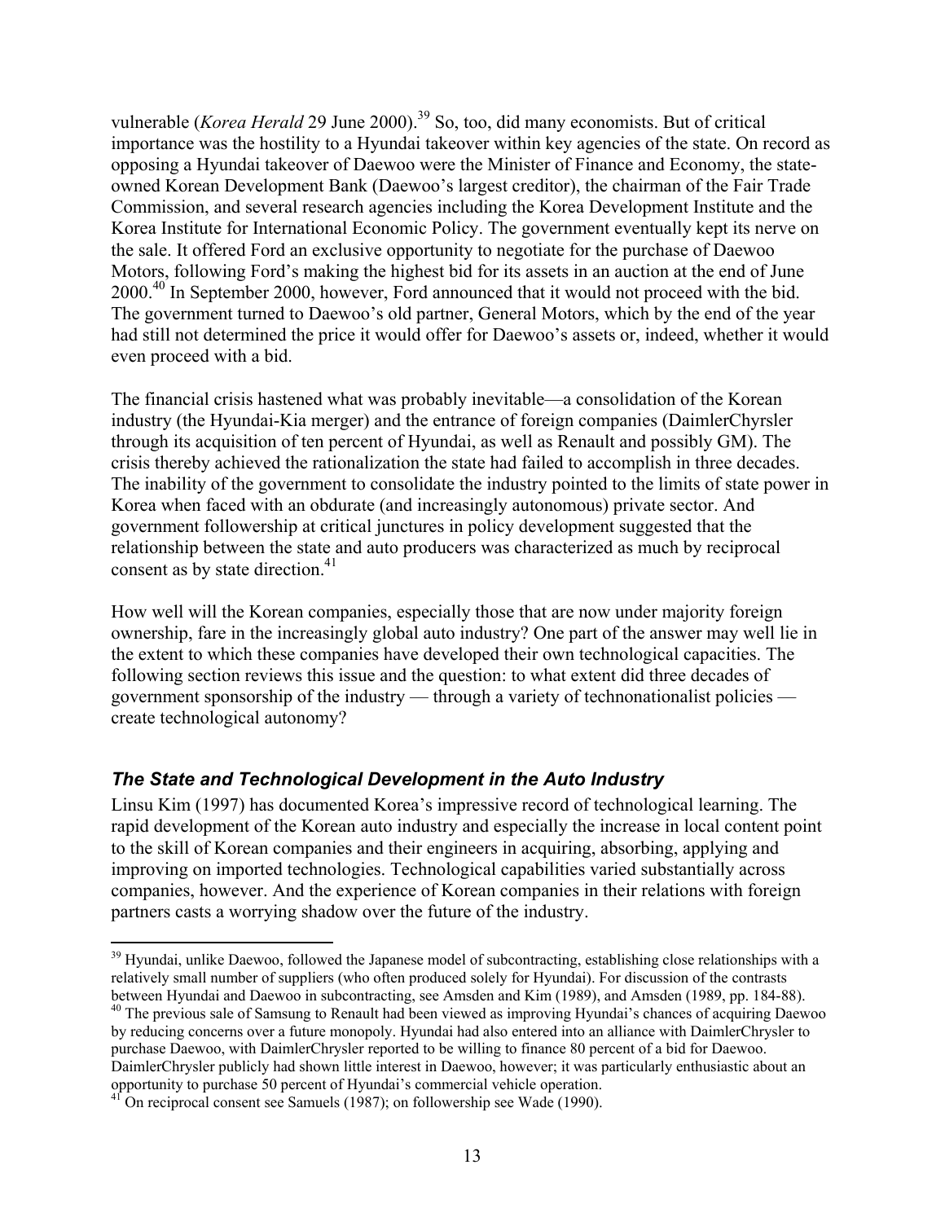vulnerable (*Korea Herald* 29 June 2000).[39] So, too, did many economists. But of critical importance was the hostility to a Hyundai takeover within key agencies of the state. On record as opposing a Hyundai takeover of Daewoo were the Minister of Finance and Economy, the state-owned Korean Development Bank (Daewoo's largest creditor), the chairman of the Fair Trade Commission, and several research agencies including the Korea Development Institute and the Korea Institute for International Economic Policy. The government eventually kept its nerve on the sale. It offered Ford an exclusive opportunity to negotiate for the purchase of Daewoo Motors, following Ford's making the highest bid for its assets in an auction at the end of June 2000.[40] In September 2000, however, Ford announced that it would not proceed with the bid. The government turned to Daewoo's old partner, General Motors, which by the end of the year had still not determined the price it would offer for Daewoo's assets or, indeed, whether it would even proceed with a bid.

The financial crisis hastened what was probably inevitable—a consolidation of the Korean industry (the Hyundai-Kia merger) and the entrance of foreign companies (DaimlerChyrsler through its acquisition of ten percent of Hyundai, as well as Renault and possibly GM). The crisis thereby achieved the rationalization the state had failed to accomplish in three decades. The inability of the government to consolidate the industry pointed to the limits of state power in Korea when faced with an obdurate (and increasingly autonomous) private sector. And government followership at critical junctures in policy development suggested that the relationship between the state and auto producers was characterized as much by reciprocal consent as by state direction.[41]

How well will the Korean companies, especially those that are now under majority foreign ownership, fare in the increasingly global auto industry? One part of the answer may well lie in the extent to which these companies have developed their own technological capacities. The following section reviews this issue and the question: to what extent did three decades of government sponsorship of the industry — through a variety of technonationalist policies — create technological autonomy?

### *The State and Technological Development in the Auto Industry*

Linsu Kim (1997) has documented Korea's impressive record of technological learning. The rapid development of the Korean auto industry and especially the increase in local content point to the skill of Korean companies and their engineers in acquiring, absorbing, applying and improving on imported technologies. Technological capabilities varied substantially across companies, however. And the experience of Korean companies in their relations with foreign partners casts a worrying shadow over the future of the industry.

---

[39] Hyundai, unlike Daewoo, followed the Japanese model of subcontracting, establishing close relationships with a relatively small number of suppliers (who often produced solely for Hyundai). For discussion of the contrasts between Hyundai and Daewoo in subcontracting, see Amsden and Kim (1989), and Amsden (1989, pp. 184-88).

[40] The previous sale of Samsung to Renault had been viewed as improving Hyundai's chances of acquiring Daewoo by reducing concerns over a future monopoly. Hyundai had also entered into an alliance with DaimlerChrysler to purchase Daewoo, with DaimlerChrysler reported to be willing to finance 80 percent of a bid for Daewoo. DaimlerChrysler publicly had shown little interest in Daewoo, however; it was particularly enthusiastic about an opportunity to purchase 50 percent of Hyundai's commercial vehicle operation.

[41] On reciprocal consent see Samuels (1987); on followership see Wade (1990).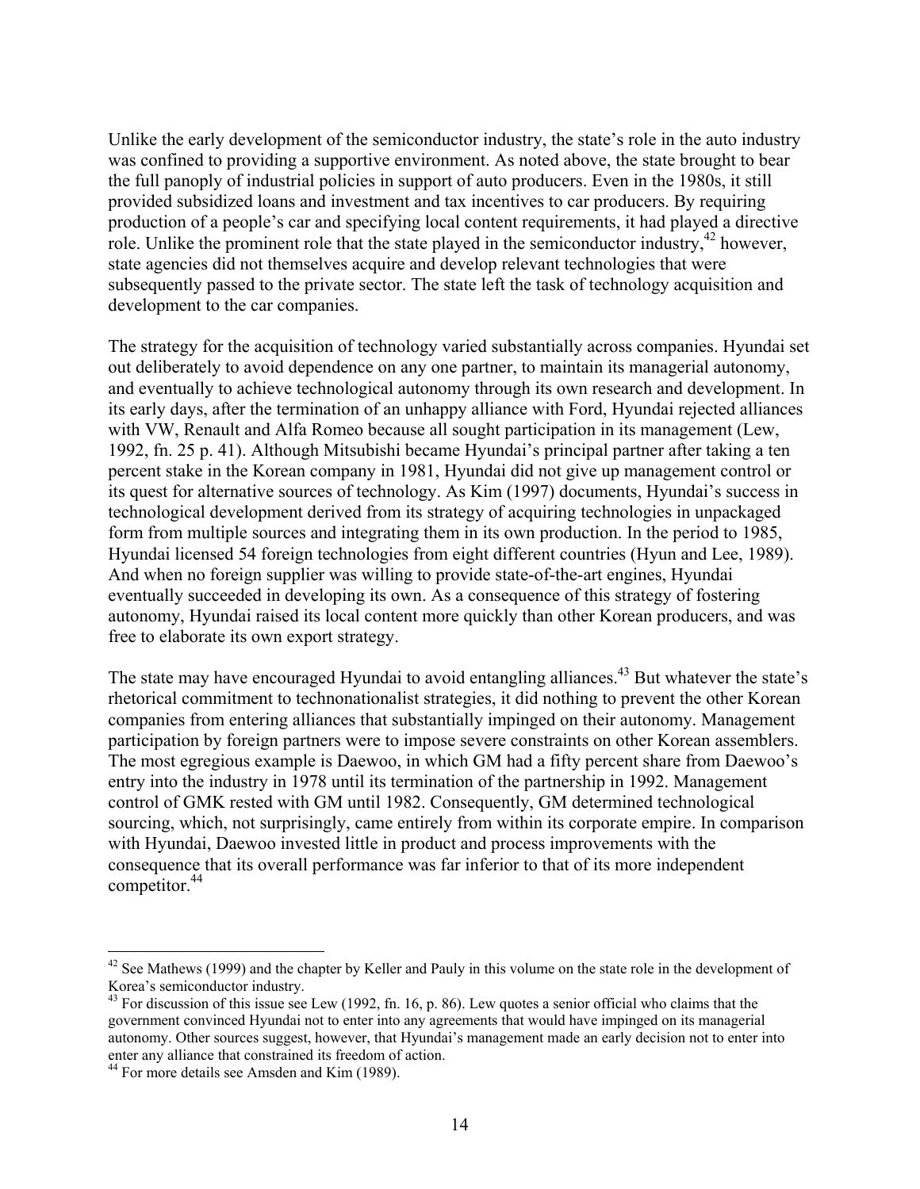Unlike the early development of the semiconductor industry, the state's role in the auto industry was confined to providing a supportive environment. As noted above, the state brought to bear the full panoply of industrial policies in support of auto producers. Even in the 1980s, it still provided subsidized loans and investment and tax incentives to car producers. By requiring production of a people's car and specifying local content requirements, it had played a directive role. Unlike the prominent role that the state played in the semiconductor industry,[42] however, state agencies did not themselves acquire and develop relevant technologies that were subsequently passed to the private sector. The state left the task of technology acquisition and development to the car companies.

The strategy for the acquisition of technology varied substantially across companies. Hyundai set out deliberately to avoid dependence on any one partner, to maintain its managerial autonomy, and eventually to achieve technological autonomy through its own research and development. In its early days, after the termination of an unhappy alliance with Ford, Hyundai rejected alliances with VW, Renault and Alfa Romeo because all sought participation in its management (Lew, 1992, fn. 25 p. 41). Although Mitsubishi became Hyundai's principal partner after taking a ten percent stake in the Korean company in 1981, Hyundai did not give up management control or its quest for alternative sources of technology. As Kim (1997) documents, Hyundai's success in technological development derived from its strategy of acquiring technologies in unpackaged form from multiple sources and integrating them in its own production. In the period to 1985, Hyundai licensed 54 foreign technologies from eight different countries (Hyun and Lee, 1989). And when no foreign supplier was willing to provide state-of-the-art engines, Hyundai eventually succeeded in developing its own. As a consequence of this strategy of fostering autonomy, Hyundai raised its local content more quickly than other Korean producers, and was free to elaborate its own export strategy.

The state may have encouraged Hyundai to avoid entangling alliances.[43] But whatever the state's rhetorical commitment to technonationalist strategies, it did nothing to prevent the other Korean companies from entering alliances that substantially impinged on their autonomy. Management participation by foreign partners were to impose severe constraints on other Korean assemblers. The most egregious example is Daewoo, in which GM had a fifty percent share from Daewoo's entry into the industry in 1978 until its termination of the partnership in 1992. Management control of GMK rested with GM until 1982. Consequently, GM determined technological sourcing, which, not surprisingly, came entirely from within its corporate empire. In comparison with Hyundai, Daewoo invested little in product and process improvements with the consequence that its overall performance was far inferior to that of its more independent competitor.[44]

---

[42] See Mathews (1999) and the chapter by Keller and Pauly in this volume on the state role in the development of Korea's semiconductor industry.

[43] For discussion of this issue see Lew (1992, fn. 16, p. 86). Lew quotes a senior official who claims that the government convinced Hyundai not to enter into any agreements that would have impinged on its managerial autonomy. Other sources suggest, however, that Hyundai's management made an early decision not to enter into enter any alliance that constrained its freedom of action.

[44] For more details see Amsden and Kim (1989).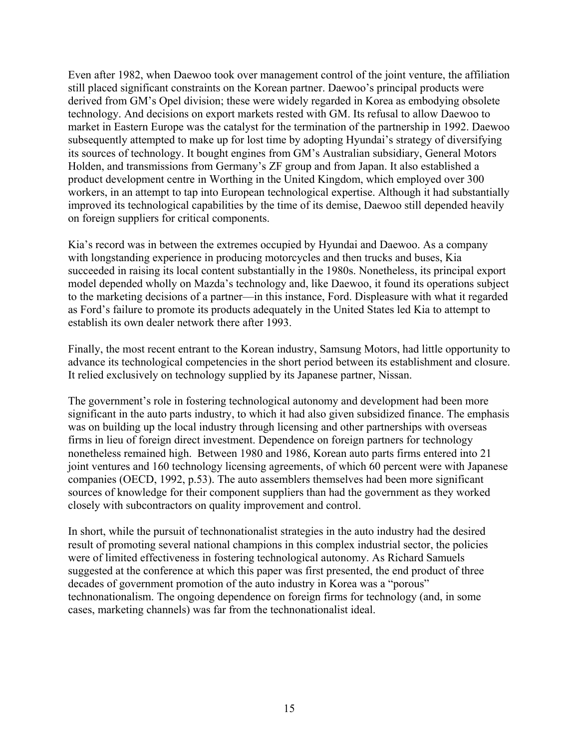Even after 1982, when Daewoo took over management control of the joint venture, the affiliation still placed significant constraints on the Korean partner. Daewoo's principal products were derived from GM's Opel division; these were widely regarded in Korea as embodying obsolete technology. And decisions on export markets rested with GM. Its refusal to allow Daewoo to market in Eastern Europe was the catalyst for the termination of the partnership in 1992. Daewoo subsequently attempted to make up for lost time by adopting Hyundai's strategy of diversifying its sources of technology. It bought engines from GM's Australian subsidiary, General Motors Holden, and transmissions from Germany's ZF group and from Japan. It also established a product development centre in Worthing in the United Kingdom, which employed over 300 workers, in an attempt to tap into European technological expertise. Although it had substantially improved its technological capabilities by the time of its demise, Daewoo still depended heavily on foreign suppliers for critical components.

Kia's record was in between the extremes occupied by Hyundai and Daewoo. As a company with longstanding experience in producing motorcycles and then trucks and buses, Kia succeeded in raising its local content substantially in the 1980s. Nonetheless, its principal export model depended wholly on Mazda's technology and, like Daewoo, it found its operations subject to the marketing decisions of a partner—in this instance, Ford. Displeasure with what it regarded as Ford's failure to promote its products adequately in the United States led Kia to attempt to establish its own dealer network there after 1993.

Finally, the most recent entrant to the Korean industry, Samsung Motors, had little opportunity to advance its technological competencies in the short period between its establishment and closure. It relied exclusively on technology supplied by its Japanese partner, Nissan.

The government's role in fostering technological autonomy and development had been more significant in the auto parts industry, to which it had also given subsidized finance. The emphasis was on building up the local industry through licensing and other partnerships with overseas firms in lieu of foreign direct investment. Dependence on foreign partners for technology nonetheless remained high. Between 1980 and 1986, Korean auto parts firms entered into 21 joint ventures and 160 technology licensing agreements, of which 60 percent were with Japanese companies (OECD, 1992, p.53). The auto assemblers themselves had been more significant sources of knowledge for their component suppliers than had the government as they worked closely with subcontractors on quality improvement and control.

In short, while the pursuit of technonationalist strategies in the auto industry had the desired result of promoting several national champions in this complex industrial sector, the policies were of limited effectiveness in fostering technological autonomy. As Richard Samuels suggested at the conference at which this paper was first presented, the end product of three decades of government promotion of the auto industry in Korea was a "porous" technonationalism. The ongoing dependence on foreign firms for technology (and, in some cases, marketing channels) was far from the technonationalist ideal.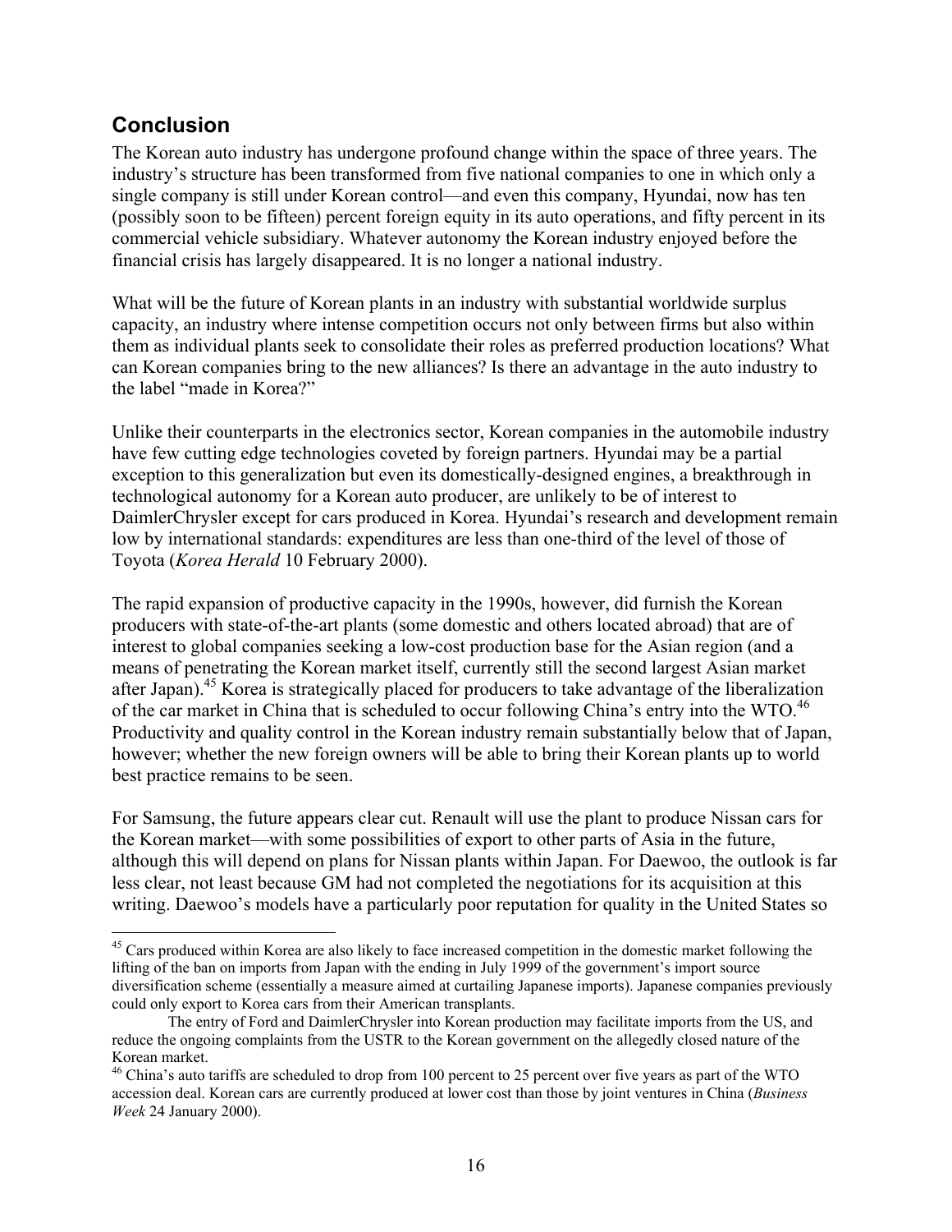## Conclusion

The Korean auto industry has undergone profound change within the space of three years. The industry's structure has been transformed from five national companies to one in which only a single company is still under Korean control—and even this company, Hyundai, now has ten (possibly soon to be fifteen) percent foreign equity in its auto operations, and fifty percent in its commercial vehicle subsidiary. Whatever autonomy the Korean industry enjoyed before the financial crisis has largely disappeared. It is no longer a national industry.

What will be the future of Korean plants in an industry with substantial worldwide surplus capacity, an industry where intense competition occurs not only between firms but also within them as individual plants seek to consolidate their roles as preferred production locations? What can Korean companies bring to the new alliances? Is there an advantage in the auto industry to the label "made in Korea?"

Unlike their counterparts in the electronics sector, Korean companies in the automobile industry have few cutting edge technologies coveted by foreign partners. Hyundai may be a partial exception to this generalization but even its domestically-designed engines, a breakthrough in technological autonomy for a Korean auto producer, are unlikely to be of interest to DaimlerChrysler except for cars produced in Korea. Hyundai's research and development remain low by international standards: expenditures are less than one-third of the level of those of Toyota (*Korea Herald* 10 February 2000).

The rapid expansion of productive capacity in the 1990s, however, did furnish the Korean producers with state-of-the-art plants (some domestic and others located abroad) that are of interest to global companies seeking a low-cost production base for the Asian region (and a means of penetrating the Korean market itself, currently still the second largest Asian market after Japan).[45] Korea is strategically placed for producers to take advantage of the liberalization of the car market in China that is scheduled to occur following China's entry into the WTO.[46] Productivity and quality control in the Korean industry remain substantially below that of Japan, however; whether the new foreign owners will be able to bring their Korean plants up to world best practice remains to be seen.

For Samsung, the future appears clear cut. Renault will use the plant to produce Nissan cars for the Korean market—with some possibilities of export to other parts of Asia in the future, although this will depend on plans for Nissan plants within Japan. For Daewoo, the outlook is far less clear, not least because GM had not completed the negotiations for its acquisition at this writing. Daewoo's models have a particularly poor reputation for quality in the United States so

---

[45] Cars produced within Korea are also likely to face increased competition in the domestic market following the lifting of the ban on imports from Japan with the ending in July 1999 of the government's import source diversification scheme (essentially a measure aimed at curtailing Japanese imports). Japanese companies previously could only export to Korea cars from their American transplants.

The entry of Ford and DaimlerChrysler into Korean production may facilitate imports from the US, and reduce the ongoing complaints from the USTR to the Korean government on the allegedly closed nature of the Korean market.

[46] China's auto tariffs are scheduled to drop from 100 percent to 25 percent over five years as part of the WTO accession deal. Korean cars are currently produced at lower cost than those by joint ventures in China (*Business Week* 24 January 2000).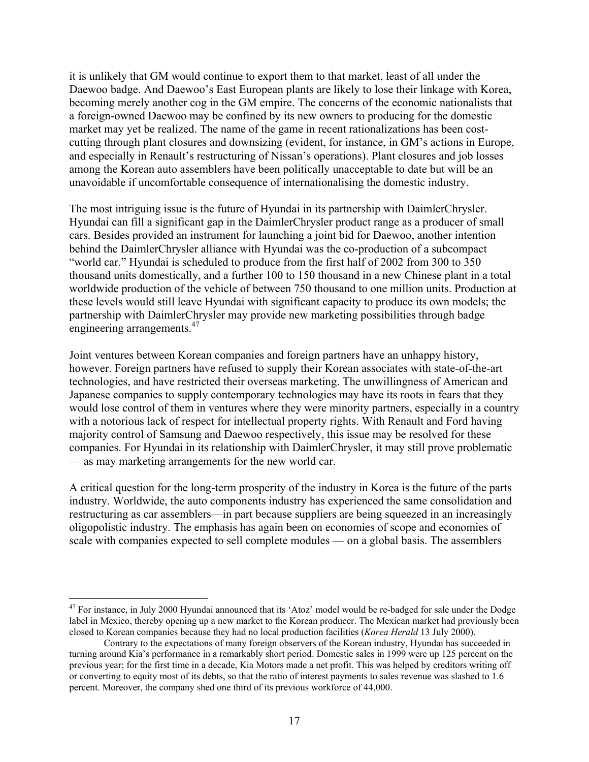it is unlikely that GM would continue to export them to that market, least of all under the Daewoo badge. And Daewoo's East European plants are likely to lose their linkage with Korea, becoming merely another cog in the GM empire. The concerns of the economic nationalists that a foreign-owned Daewoo may be confined by its new owners to producing for the domestic market may yet be realized. The name of the game in recent rationalizations has been cost-cutting through plant closures and downsizing (evident, for instance, in GM's actions in Europe, and especially in Renault's restructuring of Nissan's operations). Plant closures and job losses among the Korean auto assemblers have been politically unacceptable to date but will be an unavoidable if uncomfortable consequence of internationalising the domestic industry.

The most intriguing issue is the future of Hyundai in its partnership with DaimlerChrysler. Hyundai can fill a significant gap in the DaimlerChrysler product range as a producer of small cars. Besides provided an instrument for launching a joint bid for Daewoo, another intention behind the DaimlerChrysler alliance with Hyundai was the co-production of a subcompact "world car." Hyundai is scheduled to produce from the first half of 2002 from 300 to 350 thousand units domestically, and a further 100 to 150 thousand in a new Chinese plant in a total worldwide production of the vehicle of between 750 thousand to one million units. Production at these levels would still leave Hyundai with significant capacity to produce its own models; the partnership with DaimlerChrysler may provide new marketing possibilities through badge engineering arrangements.[47]

Joint ventures between Korean companies and foreign partners have an unhappy history, however. Foreign partners have refused to supply their Korean associates with state-of-the-art technologies, and have restricted their overseas marketing. The unwillingness of American and Japanese companies to supply contemporary technologies may have its roots in fears that they would lose control of them in ventures where they were minority partners, especially in a country with a notorious lack of respect for intellectual property rights. With Renault and Ford having majority control of Samsung and Daewoo respectively, this issue may be resolved for these companies. For Hyundai in its relationship with DaimlerChrysler, it may still prove problematic — as may marketing arrangements for the new world car.

A critical question for the long-term prosperity of the industry in Korea is the future of the parts industry. Worldwide, the auto components industry has experienced the same consolidation and restructuring as car assemblers—in part because suppliers are being squeezed in an increasingly oligopolistic industry. The emphasis has again been on economies of scope and economies of scale with companies expected to sell complete modules — on a global basis. The assemblers

---

[47] For instance, in July 2000 Hyundai announced that its 'Atoz' model would be re-badged for sale under the Dodge label in Mexico, thereby opening up a new market to the Korean producer. The Mexican market had previously been closed to Korean companies because they had no local production facilities (*Korea Herald* 13 July 2000).

Contrary to the expectations of many foreign observers of the Korean industry, Hyundai has succeeded in turning around Kia's performance in a remarkably short period. Domestic sales in 1999 were up 125 percent on the previous year; for the first time in a decade, Kia Motors made a net profit. This was helped by creditors writing off or converting to equity most of its debts, so that the ratio of interest payments to sales revenue was slashed to 1.6 percent. Moreover, the company shed one third of its previous workforce of 44,000.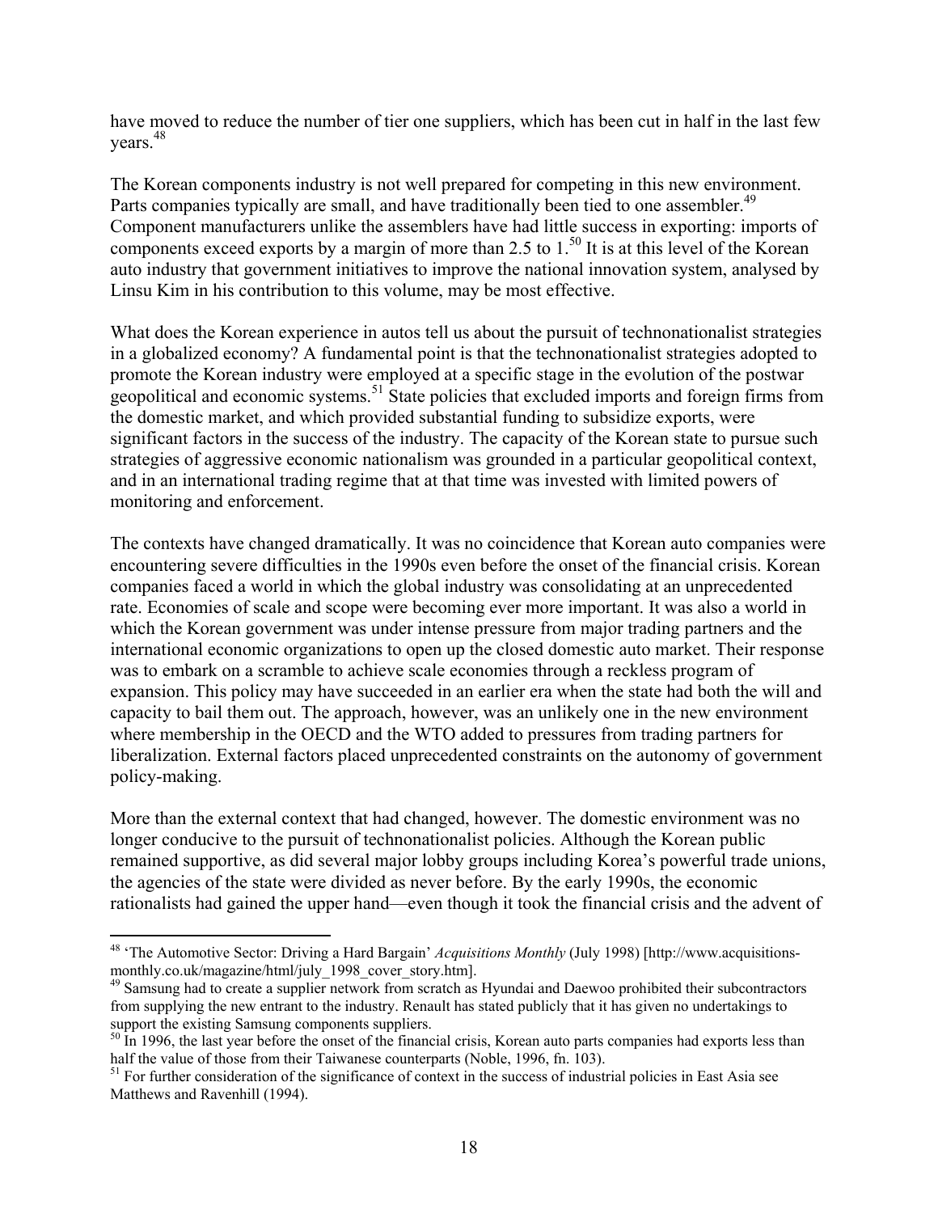have moved to reduce the number of tier one suppliers, which has been cut in half in the last few years.[48]

The Korean components industry is not well prepared for competing in this new environment. Parts companies typically are small, and have traditionally been tied to one assembler.[49] Component manufacturers unlike the assemblers have had little success in exporting: imports of components exceed exports by a margin of more than 2.5 to 1.[50] It is at this level of the Korean auto industry that government initiatives to improve the national innovation system, analysed by Linsu Kim in his contribution to this volume, may be most effective.

What does the Korean experience in autos tell us about the pursuit of technonationalist strategies in a globalized economy? A fundamental point is that the technonationalist strategies adopted to promote the Korean industry were employed at a specific stage in the evolution of the postwar geopolitical and economic systems.[51] State policies that excluded imports and foreign firms from the domestic market, and which provided substantial funding to subsidize exports, were significant factors in the success of the industry. The capacity of the Korean state to pursue such strategies of aggressive economic nationalism was grounded in a particular geopolitical context, and in an international trading regime that at that time was invested with limited powers of monitoring and enforcement.

The contexts have changed dramatically. It was no coincidence that Korean auto companies were encountering severe difficulties in the 1990s even before the onset of the financial crisis. Korean companies faced a world in which the global industry was consolidating at an unprecedented rate. Economies of scale and scope were becoming ever more important. It was also a world in which the Korean government was under intense pressure from major trading partners and the international economic organizations to open up the closed domestic auto market. Their response was to embark on a scramble to achieve scale economies through a reckless program of expansion. This policy may have succeeded in an earlier era when the state had both the will and capacity to bail them out. The approach, however, was an unlikely one in the new environment where membership in the OECD and the WTO added to pressures from trading partners for liberalization. External factors placed unprecedented constraints on the autonomy of government policy-making.

More than the external context that had changed, however. The domestic environment was no longer conducive to the pursuit of technonationalist policies. Although the Korean public remained supportive, as did several major lobby groups including Korea's powerful trade unions, the agencies of the state were divided as never before. By the early 1990s, the economic rationalists had gained the upper hand—even though it took the financial crisis and the advent of

---

[48] 'The Automotive Sector: Driving a Hard Bargain' *Acquisitions Monthly* (July 1998) [http://www.acquisitions-monthly.co.uk/magazine/html/july_1998_cover_story.htm].

[49] Samsung had to create a supplier network from scratch as Hyundai and Daewoo prohibited their subcontractors from supplying the new entrant to the industry. Renault has stated publicly that it has given no undertakings to support the existing Samsung components suppliers.

[50] In 1996, the last year before the onset of the financial crisis, Korean auto parts companies had exports less than half the value of those from their Taiwanese counterparts (Noble, 1996, fn. 103).

[51] For further consideration of the significance of context in the success of industrial policies in East Asia see Matthews and Ravenhill (1994).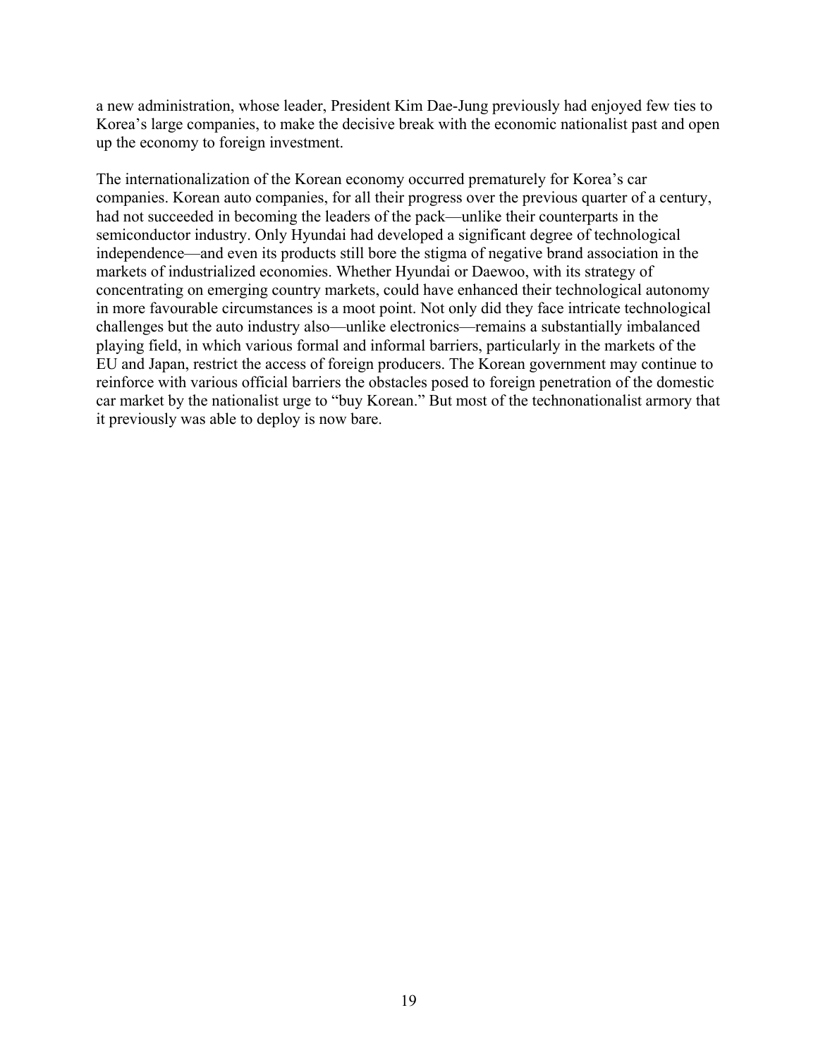a new administration, whose leader, President Kim Dae-Jung previously had enjoyed few ties to Korea's large companies, to make the decisive break with the economic nationalist past and open up the economy to foreign investment.

The internationalization of the Korean economy occurred prematurely for Korea's car companies. Korean auto companies, for all their progress over the previous quarter of a century, had not succeeded in becoming the leaders of the pack—unlike their counterparts in the semiconductor industry. Only Hyundai had developed a significant degree of technological independence—and even its products still bore the stigma of negative brand association in the markets of industrialized economies. Whether Hyundai or Daewoo, with its strategy of concentrating on emerging country markets, could have enhanced their technological autonomy in more favourable circumstances is a moot point. Not only did they face intricate technological challenges but the auto industry also—unlike electronics—remains a substantially imbalanced playing field, in which various formal and informal barriers, particularly in the markets of the EU and Japan, restrict the access of foreign producers. The Korean government may continue to reinforce with various official barriers the obstacles posed to foreign penetration of the domestic car market by the nationalist urge to "buy Korean." But most of the technonationalist armory that it previously was able to deploy is now bare.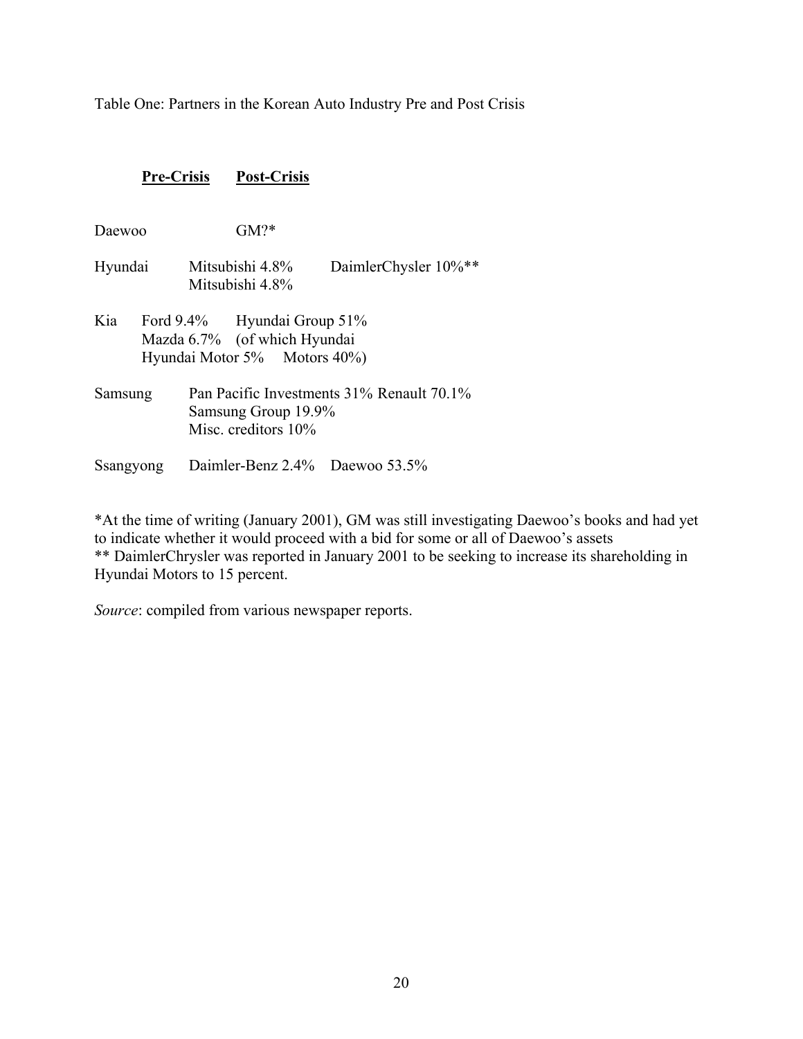Table One: Partners in the Korean Auto Industry Pre and Post Crisis

| | **Pre-Crisis** | **Post-Crisis** |
|---|---|---|
| Daewoo | | GM?* |
| Hyundai | Mitsubishi 4.8% | DaimlerChysler 10%** <br> Mitsubishi 4.8% |
| Kia | Ford 9.4% <br> Mazda 6.7% <br> Hyundai Motor 5% | Hyundai Group 51% <br> (of which Hyundai Motors 40%) |
| Samsung | Pan Pacific Investments 31% <br> Samsung Group 19.9% <br> Misc. creditors 10% | Renault 70.1% |
| Ssangyong | Daimler-Benz 2.4% | Daewoo 53.5% |

*At the time of writing (January 2001), GM was still investigating Daewoo's books and had yet to indicate whether it would proceed with a bid for some or all of Daewoo's assets
** DaimlerChrysler was reported in January 2001 to be seeking to increase its shareholding in Hyundai Motors to 15 percent.

*Source*: compiled from various newspaper reports.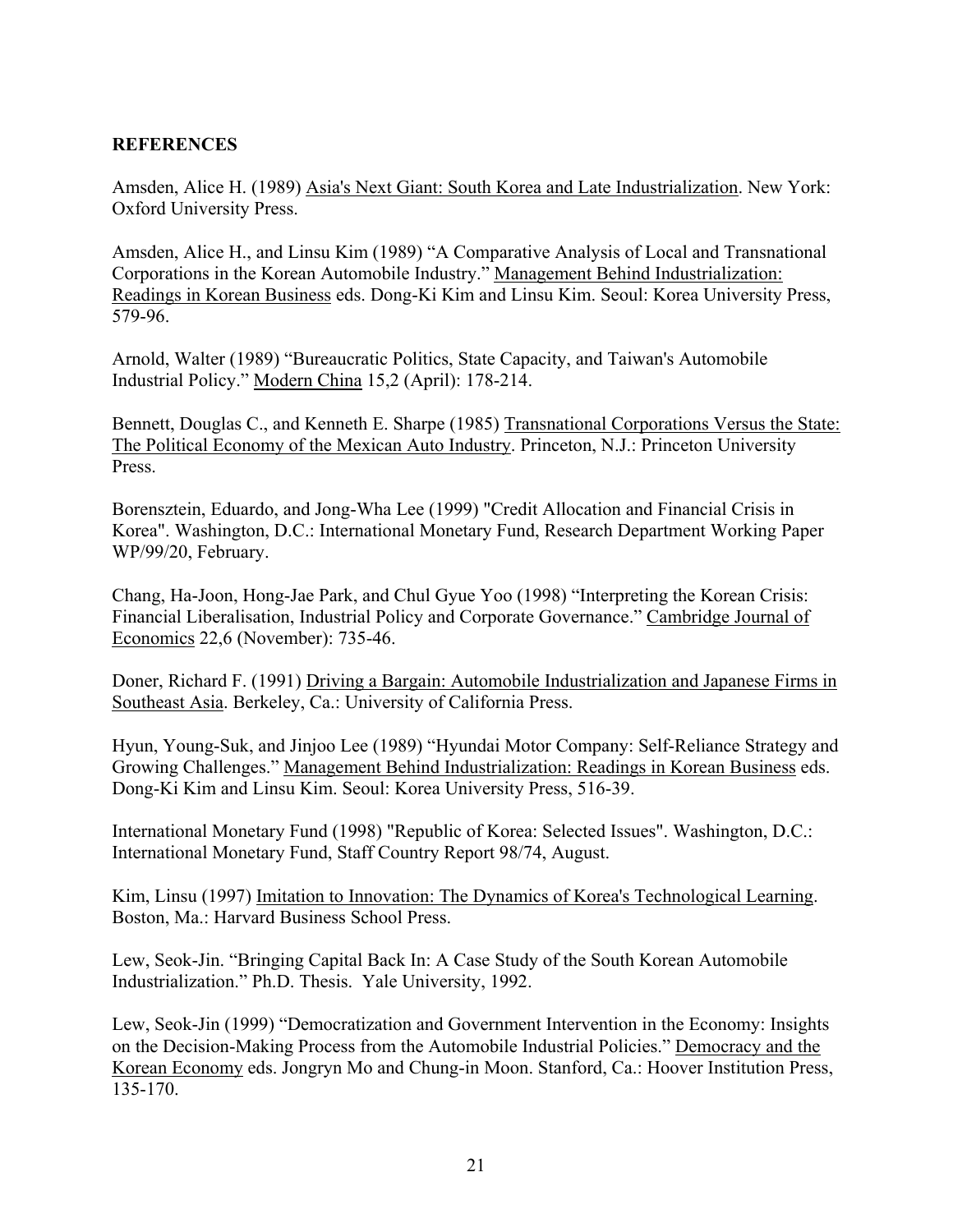## REFERENCES

Amsden, Alice H. (1989) Asia's Next Giant: South Korea and Late Industrialization. New York: Oxford University Press.

Amsden, Alice H., and Linsu Kim (1989) "A Comparative Analysis of Local and Transnational Corporations in the Korean Automobile Industry." Management Behind Industrialization: Readings in Korean Business eds. Dong-Ki Kim and Linsu Kim. Seoul: Korea University Press, 579-96.

Arnold, Walter (1989) "Bureaucratic Politics, State Capacity, and Taiwan's Automobile Industrial Policy." Modern China 15,2 (April): 178-214.

Bennett, Douglas C., and Kenneth E. Sharpe (1985) Transnational Corporations Versus the State: The Political Economy of the Mexican Auto Industry. Princeton, N.J.: Princeton University Press.

Borensztein, Eduardo, and Jong-Wha Lee (1999) "Credit Allocation and Financial Crisis in Korea". Washington, D.C.: International Monetary Fund, Research Department Working Paper WP/99/20, February.

Chang, Ha-Joon, Hong-Jae Park, and Chul Gyue Yoo (1998) "Interpreting the Korean Crisis: Financial Liberalisation, Industrial Policy and Corporate Governance." Cambridge Journal of Economics 22,6 (November): 735-46.

Doner, Richard F. (1991) Driving a Bargain: Automobile Industrialization and Japanese Firms in Southeast Asia. Berkeley, Ca.: University of California Press.

Hyun, Young-Suk, and Jinjoo Lee (1989) "Hyundai Motor Company: Self-Reliance Strategy and Growing Challenges." Management Behind Industrialization: Readings in Korean Business eds. Dong-Ki Kim and Linsu Kim. Seoul: Korea University Press, 516-39.

International Monetary Fund (1998) "Republic of Korea: Selected Issues". Washington, D.C.: International Monetary Fund, Staff Country Report 98/74, August.

Kim, Linsu (1997) Imitation to Innovation: The Dynamics of Korea's Technological Learning. Boston, Ma.: Harvard Business School Press.

Lew, Seok-Jin. "Bringing Capital Back In: A Case Study of the South Korean Automobile Industrialization." Ph.D. Thesis. Yale University, 1992.

Lew, Seok-Jin (1999) "Democratization and Government Intervention in the Economy: Insights on the Decision-Making Process from the Automobile Industrial Policies." Democracy and the Korean Economy eds. Jongryn Mo and Chung-in Moon. Stanford, Ca.: Hoover Institution Press, 135-170.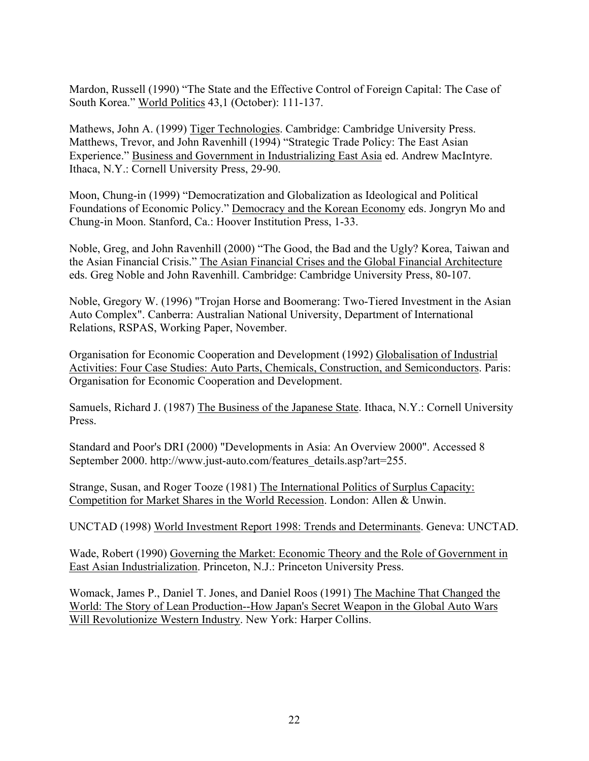Mardon, Russell (1990) "The State and the Effective Control of Foreign Capital: The Case of South Korea." World Politics 43,1 (October): 111-137.

Mathews, John A. (1999) Tiger Technologies. Cambridge: Cambridge University Press.
Matthews, Trevor, and John Ravenhill (1994) "Strategic Trade Policy: The East Asian Experience." Business and Government in Industrializing East Asia ed. Andrew MacIntyre. Ithaca, N.Y.: Cornell University Press, 29-90.

Moon, Chung-in (1999) "Democratization and Globalization as Ideological and Political Foundations of Economic Policy." Democracy and the Korean Economy eds. Jongryn Mo and Chung-in Moon. Stanford, Ca.: Hoover Institution Press, 1-33.

Noble, Greg, and John Ravenhill (2000) "The Good, the Bad and the Ugly? Korea, Taiwan and the Asian Financial Crisis." The Asian Financial Crises and the Global Financial Architecture eds. Greg Noble and John Ravenhill. Cambridge: Cambridge University Press, 80-107.

Noble, Gregory W. (1996) "Trojan Horse and Boomerang: Two-Tiered Investment in the Asian Auto Complex". Canberra: Australian National University, Department of International Relations, RSPAS, Working Paper, November.

Organisation for Economic Cooperation and Development (1992) Globalisation of Industrial Activities: Four Case Studies: Auto Parts, Chemicals, Construction, and Semiconductors. Paris: Organisation for Economic Cooperation and Development.

Samuels, Richard J. (1987) The Business of the Japanese State. Ithaca, N.Y.: Cornell University Press.

Standard and Poor's DRI (2000) "Developments in Asia: An Overview 2000". Accessed 8 September 2000. http://www.just-auto.com/features_details.asp?art=255.

Strange, Susan, and Roger Tooze (1981) The International Politics of Surplus Capacity: Competition for Market Shares in the World Recession. London: Allen & Unwin.

UNCTAD (1998) World Investment Report 1998: Trends and Determinants. Geneva: UNCTAD.

Wade, Robert (1990) Governing the Market: Economic Theory and the Role of Government in East Asian Industrialization. Princeton, N.J.: Princeton University Press.

Womack, James P., Daniel T. Jones, and Daniel Roos (1991) The Machine That Changed the World: The Story of Lean Production--How Japan's Secret Weapon in the Global Auto Wars Will Revolutionize Western Industry. New York: Harper Collins.